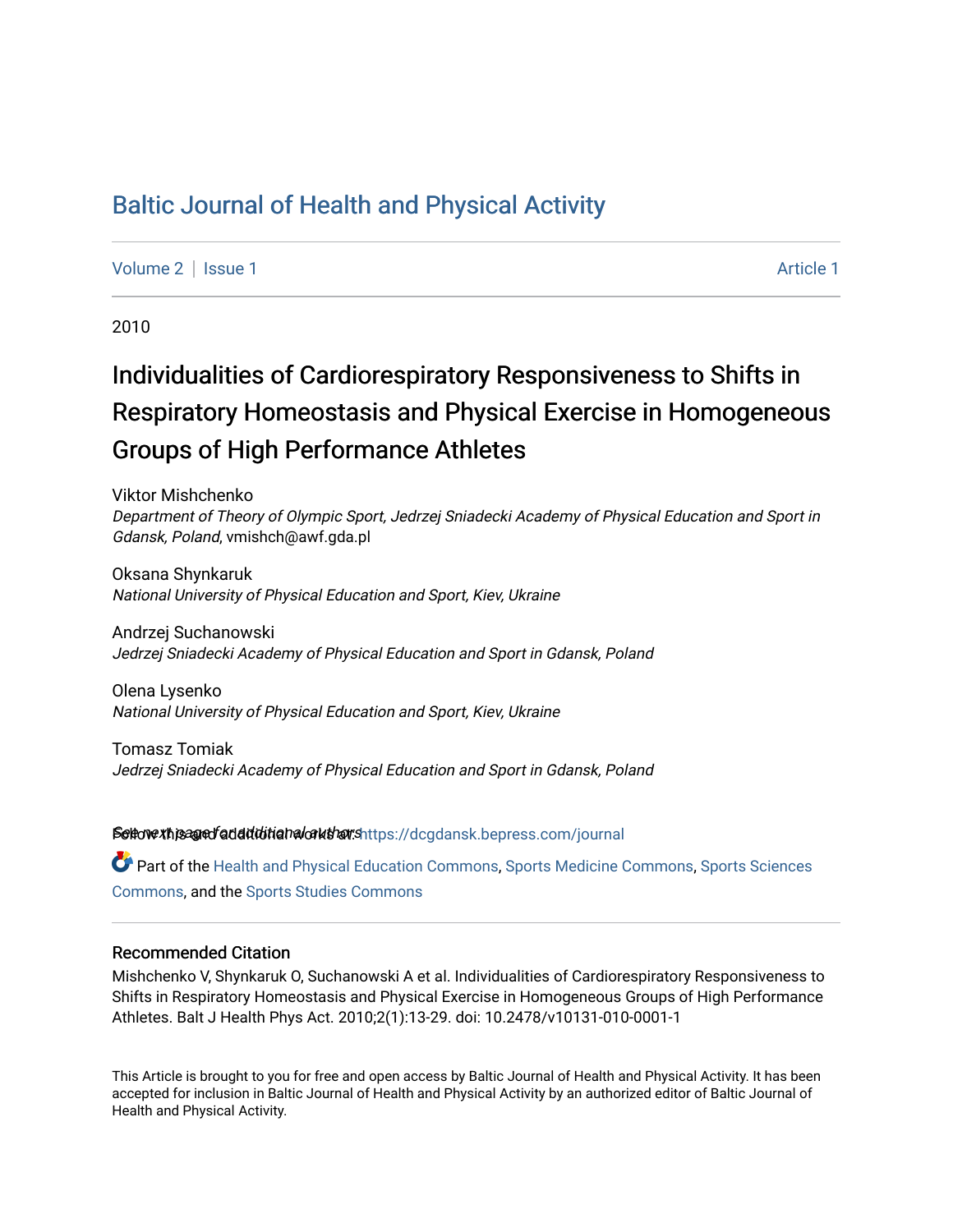# Baltic Journal of Health and Physical Activity

Volume 2 | Issue 1 — Article 1

2010

## Individualities of Cardiorespiratory Responsiveness to Shifts in Respiratory Homeostasis and Physical Exercise in Homogeneous Groups of High Performance Athletes

Viktor Mishchenko
*Department of Theory of Olympic Sport, Jedrzej Sniadecki Academy of Physical Education and Sport in Gdansk, Poland*, vmishch@awf.gda.pl

Oksana Shynkaruk
*National University of Physical Education and Sport, Kiev, Ukraine*

Andrzej Suchanowski
*Jedrzej Sniadecki Academy of Physical Education and Sport in Gdansk, Poland*

Olena Lysenko
*National University of Physical Education and Sport, Kiev, Ukraine*

Tomasz Tomiak
*Jedrzej Sniadecki Academy of Physical Education and Sport in Gdansk, Poland*

See next page for additional authors

Follow this and additional works at: https://dcgdansk.bepress.com/journal

Part of the Health and Physical Education Commons, Sports Medicine Commons, Sports Sciences Commons, and the Sports Studies Commons

### Recommended Citation

Mishchenko V, Shynkaruk O, Suchanowski A et al. Individualities of Cardiorespiratory Responsiveness to Shifts in Respiratory Homeostasis and Physical Exercise in Homogeneous Groups of High Performance Athletes. Balt J Health Phys Act. 2010;2(1):13-29. doi: 10.2478/v10131-010-0001-1

This Article is brought to you for free and open access by Baltic Journal of Health and Physical Activity. It has been accepted for inclusion in Baltic Journal of Health and Physical Activity by an authorized editor of Baltic Journal of Health and Physical Activity.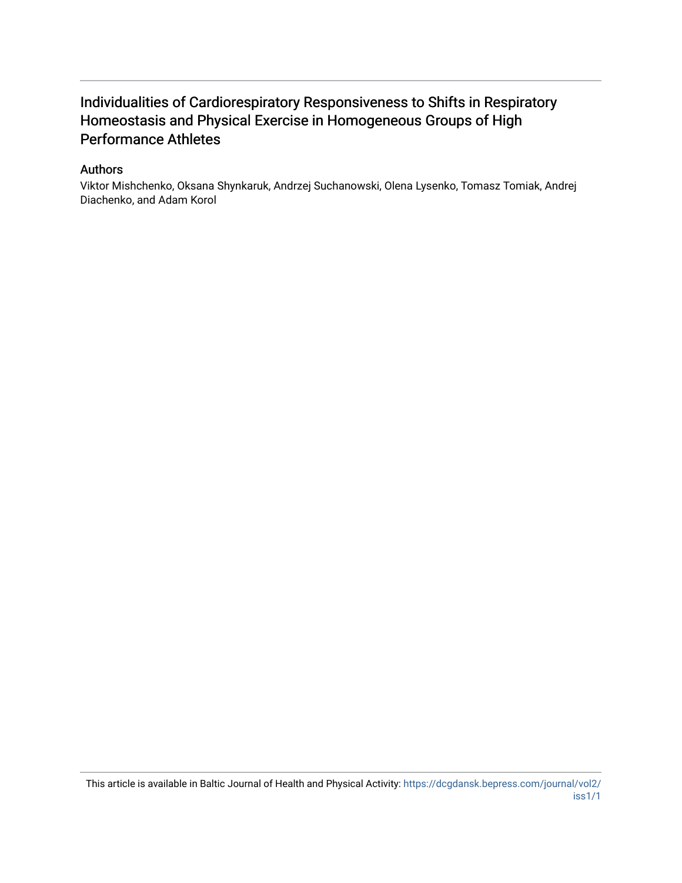## Individualities of Cardiorespiratory Responsiveness to Shifts in Respiratory Homeostasis and Physical Exercise in Homogeneous Groups of High Performance Athletes

### Authors

Viktor Mishchenko, Oksana Shynkaruk, Andrzej Suchanowski, Olena Lysenko, Tomasz Tomiak, Andrej Diachenko, and Adam Korol

This article is available in Baltic Journal of Health and Physical Activity: https://dcgdansk.bepress.com/journal/vol2/iss1/1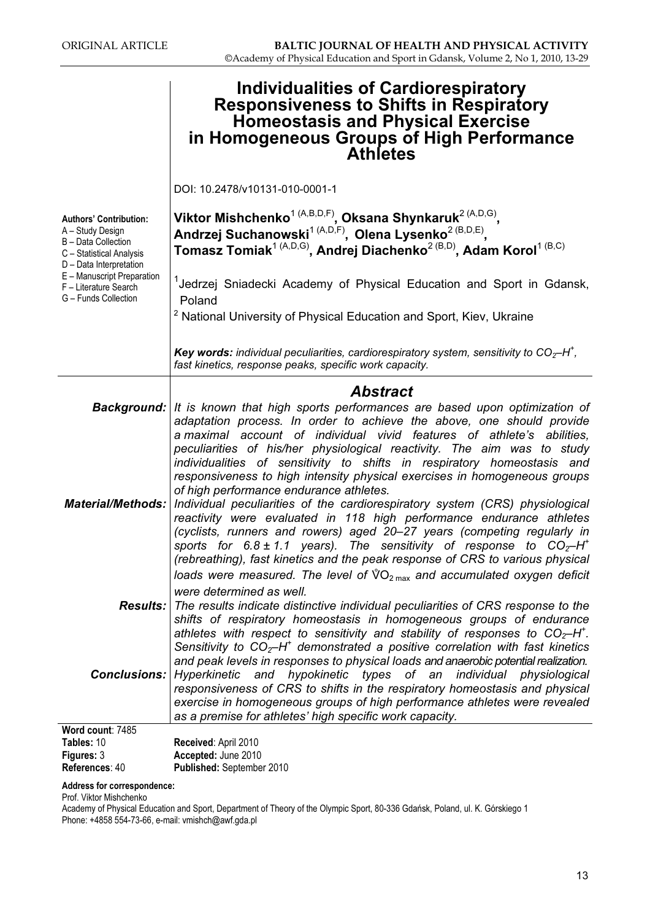ORIGINAL ARTICLE

# Individualities of Cardiorespiratory Responsiveness to Shifts in Respiratory Homeostasis and Physical Exercise in Homogeneous Groups of High Performance Athletes

DOI: 10.2478/v10131-010-0001-1

**Authors' Contribution:**
A – Study Design
B – Data Collection
C – Statistical Analysis
D – Data Interpretation
E – Manuscript Preparation
F – Literature Search
G – Funds Collection

**Viktor Mishchenko**[1 (A,B,D,F)], **Oksana Shynkaruk**[2 (A,D,G)], **Andrzej Suchanowski**[1 (A,D,F)], **Olena Lysenko**[2 (B,D,E)], **Tomasz Tomiak**[1 (A,D,G)], **Andrej Diachenko**[2 (B,D)], **Adam Korol**[1 (B,C)]

[1] Jedrzej Sniadecki Academy of Physical Education and Sport in Gdansk, Poland

[2] National University of Physical Education and Sport, Kiev, Ukraine

***Key words:*** *individual peculiarities, cardiorespiratory system, sensitivity to $CO_2$–$H^+$, fast kinetics, response peaks, specific work capacity.*

## Abstract

***Background:*** *It is known that high sports performances are based upon optimization of adaptation process. In order to achieve the above, one should provide a maximal account of individual vivid features of athlete's abilities, peculiarities of his/her physiological reactivity. The aim was to study individualities of sensitivity to shifts in respiratory homeostasis and responsiveness to high intensity physical exercises in homogeneous groups of high performance endurance athletes.*

***Material/Methods:*** *Individual peculiarities of the cardiorespiratory system (CRS) physiological reactivity were evaluated in 118 high performance endurance athletes (cyclists, runners and rowers) aged 20–27 years (competing regularly in sports for 6.8 ± 1.1 years). The sensitivity of response to $CO_2$–$H^+$ (rebreathing), fast kinetics and the peak response of CRS to various physical loads were measured. The level of $\dot{V}O_{2\,max}$ and accumulated oxygen deficit were determined as well.*

***Results:*** *The results indicate distinctive individual peculiarities of CRS response to the shifts of respiratory homeostasis in homogeneous groups of endurance athletes with respect to sensitivity and stability of responses to $CO_2$–$H^+$. Sensitivity to $CO_2$–$H^+$ demonstrated a positive correlation with fast kinetics and peak levels in responses to physical loads and anaerobic potential realization.*

***Conclusions:*** *Hyperkinetic and hypokinetic types of an individual physiological responsiveness of CRS to shifts in the respiratory homeostasis and physical exercise in homogeneous groups of high performance athletes were revealed as a premise for athletes' high specific work capacity.*

**Word count**: 7485
**Tables:** 10
**Figures:** 3
**References**: 40

**Received**: April 2010
**Accepted:** June 2010
**Published:** September 2010

**Address for correspondence:**
Prof. Viktor Mishchenko
Academy of Physical Education and Sport, Department of Theory of the Olympic Sport, 80-336 Gdańsk, Poland, ul. K. Górskiego 1
Phone: +4858 554-73-66, e-mail: vmishch@awf.gda.pl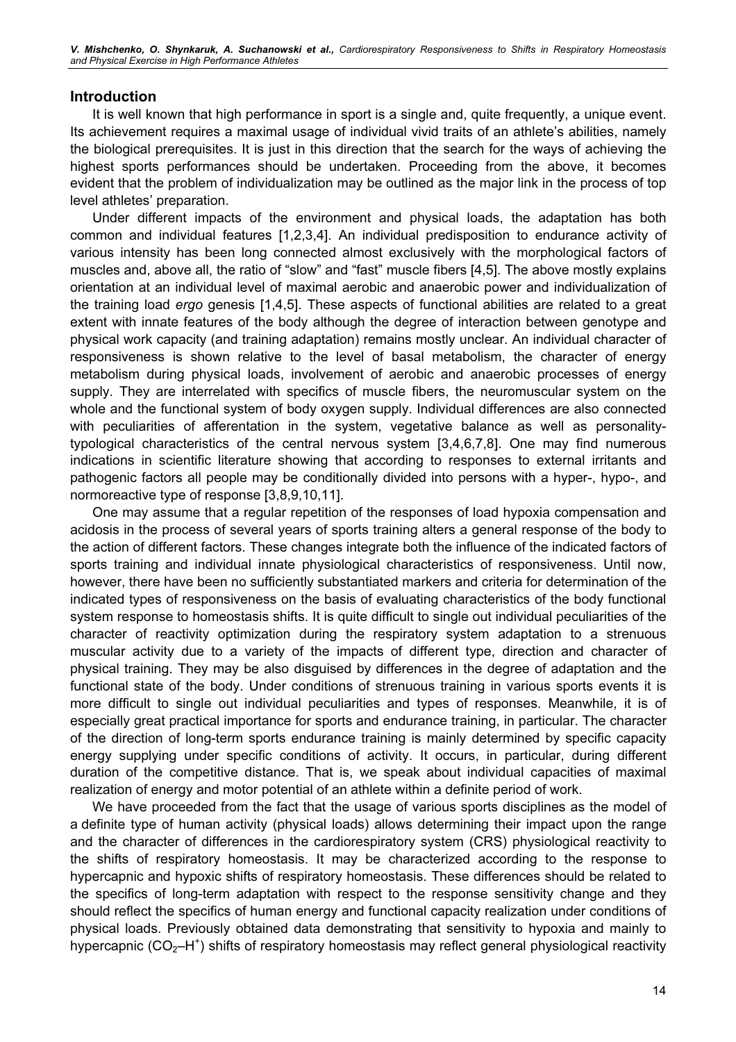## Introduction

It is well known that high performance in sport is a single and, quite frequently, a unique event. Its achievement requires a maximal usage of individual vivid traits of an athlete's abilities, namely the biological prerequisites. It is just in this direction that the search for the ways of achieving the highest sports performances should be undertaken. Proceeding from the above, it becomes evident that the problem of individualization may be outlined as the major link in the process of top level athletes' preparation.

Under different impacts of the environment and physical loads, the adaptation has both common and individual features [1,2,3,4]. An individual predisposition to endurance activity of various intensity has been long connected almost exclusively with the morphological factors of muscles and, above all, the ratio of "slow" and "fast" muscle fibers [4,5]. The above mostly explains orientation at an individual level of maximal aerobic and anaerobic power and individualization of the training load *ergo* genesis [1,4,5]. These aspects of functional abilities are related to a great extent with innate features of the body although the degree of interaction between genotype and physical work capacity (and training adaptation) remains mostly unclear. An individual character of responsiveness is shown relative to the level of basal metabolism, the character of energy metabolism during physical loads, involvement of aerobic and anaerobic processes of energy supply. They are interrelated with specifics of muscle fibers, the neuromuscular system on the whole and the functional system of body oxygen supply. Individual differences are also connected with peculiarities of afferentation in the system, vegetative balance as well as personality-typological characteristics of the central nervous system [3,4,6,7,8]. One may find numerous indications in scientific literature showing that according to responses to external irritants and pathogenic factors all people may be conditionally divided into persons with a hyper-, hypo-, and normoreactive type of response [3,8,9,10,11].

One may assume that a regular repetition of the responses of load hypoxia compensation and acidosis in the process of several years of sports training alters a general response of the body to the action of different factors. These changes integrate both the influence of the indicated factors of sports training and individual innate physiological characteristics of responsiveness. Until now, however, there have been no sufficiently substantiated markers and criteria for determination of the indicated types of responsiveness on the basis of evaluating characteristics of the body functional system response to homeostasis shifts. It is quite difficult to single out individual peculiarities of the character of reactivity optimization during the respiratory system adaptation to a strenuous muscular activity due to a variety of the impacts of different type, direction and character of physical training. They may be also disguised by differences in the degree of adaptation and the functional state of the body. Under conditions of strenuous training in various sports events it is more difficult to single out individual peculiarities and types of responses. Meanwhile, it is of especially great practical importance for sports and endurance training, in particular. The character of the direction of long-term sports endurance training is mainly determined by specific capacity energy supplying under specific conditions of activity. It occurs, in particular, during different duration of the competitive distance. That is, we speak about individual capacities of maximal realization of energy and motor potential of an athlete within a definite period of work.

We have proceeded from the fact that the usage of various sports disciplines as the model of a definite type of human activity (physical loads) allows determining their impact upon the range and the character of differences in the cardiorespiratory system (CRS) physiological reactivity to the shifts of respiratory homeostasis. It may be characterized according to the response to hypercapnic and hypoxic shifts of respiratory homeostasis. These differences should be related to the specifics of long-term adaptation with respect to the response sensitivity change and they should reflect the specifics of human energy and functional capacity realization under conditions of physical loads. Previously obtained data demonstrating that sensitivity to hypoxia and mainly to hypercapnic ($CO_2$–$H^+$) shifts of respiratory homeostasis may reflect general physiological reactivity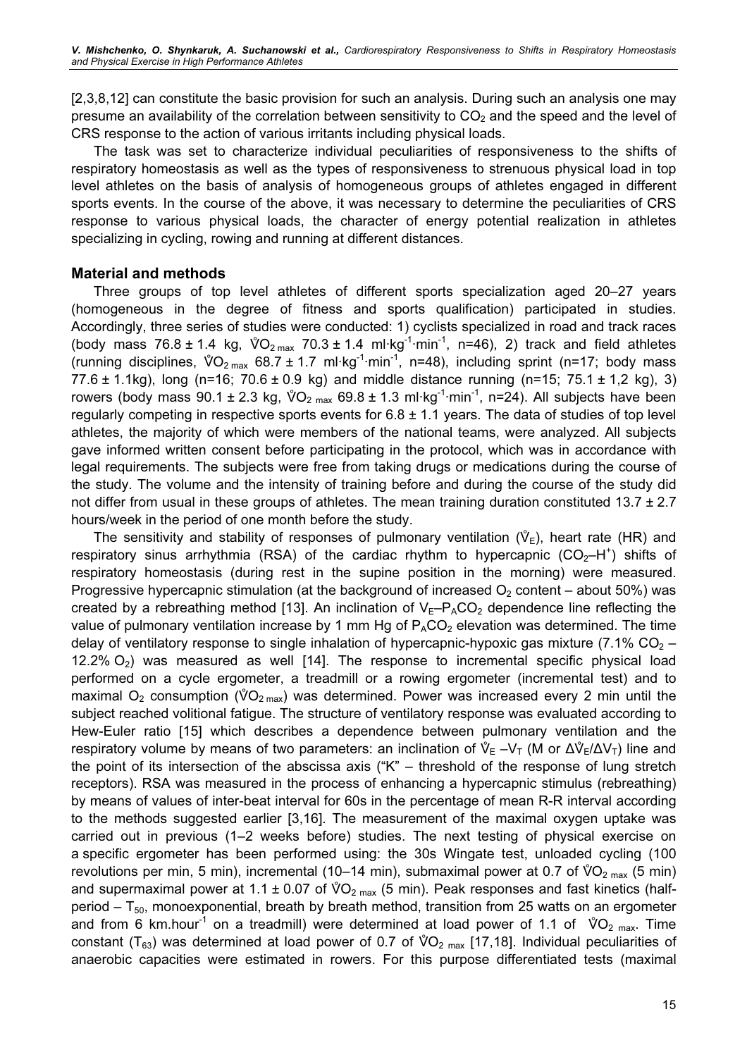[2,3,8,12] can constitute the basic provision for such an analysis. During such an analysis one may presume an availability of the correlation between sensitivity to $CO_2$ and the speed and the level of CRS response to the action of various irritants including physical loads.

The task was set to characterize individual peculiarities of responsiveness to the shifts of respiratory homeostasis as well as the types of responsiveness to strenuous physical load in top level athletes on the basis of analysis of homogeneous groups of athletes engaged in different sports events. In the course of the above, it was necessary to determine the peculiarities of CRS response to various physical loads, the character of energy potential realization in athletes specializing in cycling, rowing and running at different distances.

## Material and methods

Three groups of top level athletes of different sports specialization aged 20–27 years (homogeneous in the degree of fitness and sports qualification) participated in studies. Accordingly, three series of studies were conducted: 1) cyclists specialized in road and track races (body mass 76.8 ± 1.4 kg, $\dot{V}O_{2\,max}$ 70.3 ± 1.4 ml·kg$^{-1}$·min$^{-1}$, n=46), 2) track and field athletes (running disciplines, $\dot{V}O_{2\,max}$ 68.7 ± 1.7 ml·kg$^{-1}$·min$^{-1}$, n=48), including sprint (n=17; body mass 77.6 ± 1.1kg), long (n=16; 70.6 ± 0.9 kg) and middle distance running (n=15; 75.1 ± 1,2 kg), 3) rowers (body mass 90.1 ± 2.3 kg, $\dot{V}O_{2\,max}$ 69.8 ± 1.3 ml·kg$^{-1}$·min$^{-1}$, n=24). All subjects have been regularly competing in respective sports events for 6.8 ± 1.1 years. The data of studies of top level athletes, the majority of which were members of the national teams, were analyzed. All subjects gave informed written consent before participating in the protocol, which was in accordance with legal requirements. The subjects were free from taking drugs or medications during the course of the study. The volume and the intensity of training before and during the course of the study did not differ from usual in these groups of athletes. The mean training duration constituted 13.7 ± 2.7 hours/week in the period of one month before the study.

The sensitivity and stability of responses of pulmonary ventilation ($\dot{V}_E$), heart rate (HR) and respiratory sinus arrhythmia (RSA) of the cardiac rhythm to hypercapnic ($CO_2$–$H^+$) shifts of respiratory homeostasis (during rest in the supine position in the morning) were measured. Progressive hypercapnic stimulation (at the background of increased $O_2$ content – about 50%) was created by a rebreathing method [13]. An inclination of $V_E$–$P_ACO_2$ dependence line reflecting the value of pulmonary ventilation increase by 1 mm Hg of $P_ACO_2$ elevation was determined. The time delay of ventilatory response to single inhalation of hypercapnic-hypoxic gas mixture (7.1% $CO_2$ – 12.2% $O_2$) was measured as well [14]. The response to incremental specific physical load performed on a cycle ergometer, a treadmill or a rowing ergometer (incremental test) and to maximal $O_2$ consumption ($\dot{V}O_{2\,max}$) was determined. Power was increased every 2 min until the subject reached volitional fatigue. The structure of ventilatory response was evaluated according to Hew-Euler ratio [15] which describes a dependence between pulmonary ventilation and the respiratory volume by means of two parameters: an inclination of $\dot{V}_E$ –$V_T$ (M or $\Delta\dot{V}_E/\Delta V_T$) line and the point of its intersection of the abscissa axis ("K" – threshold of the response of lung stretch receptors). RSA was measured in the process of enhancing a hypercapnic stimulus (rebreathing) by means of values of inter-beat interval for 60s in the percentage of mean R-R interval according to the methods suggested earlier [3,16]. The measurement of the maximal oxygen uptake was carried out in previous (1–2 weeks before) studies. The next testing of physical exercise on a specific ergometer has been performed using: the 30s Wingate test, unloaded cycling (100 revolutions per min, 5 min), incremental (10–14 min), submaximal power at 0.7 of $\dot{V}O_{2\,max}$ (5 min) and supermaximal power at 1.1 ± 0.07 of $\dot{V}O_{2\,max}$ (5 min). Peak responses and fast kinetics (half-period – $T_{50}$, monoexponential, breath by breath method, transition from 25 watts on an ergometer and from 6 km.hour$^{-1}$ on a treadmill) were determined at load power of 1.1 of $\dot{V}O_{2\,max}$. Time constant ($T_{63}$) was determined at load power of 0.7 of $\dot{V}O_{2\,max}$ [17,18]. Individual peculiarities of anaerobic capacities were estimated in rowers. For this purpose differentiated tests (maximal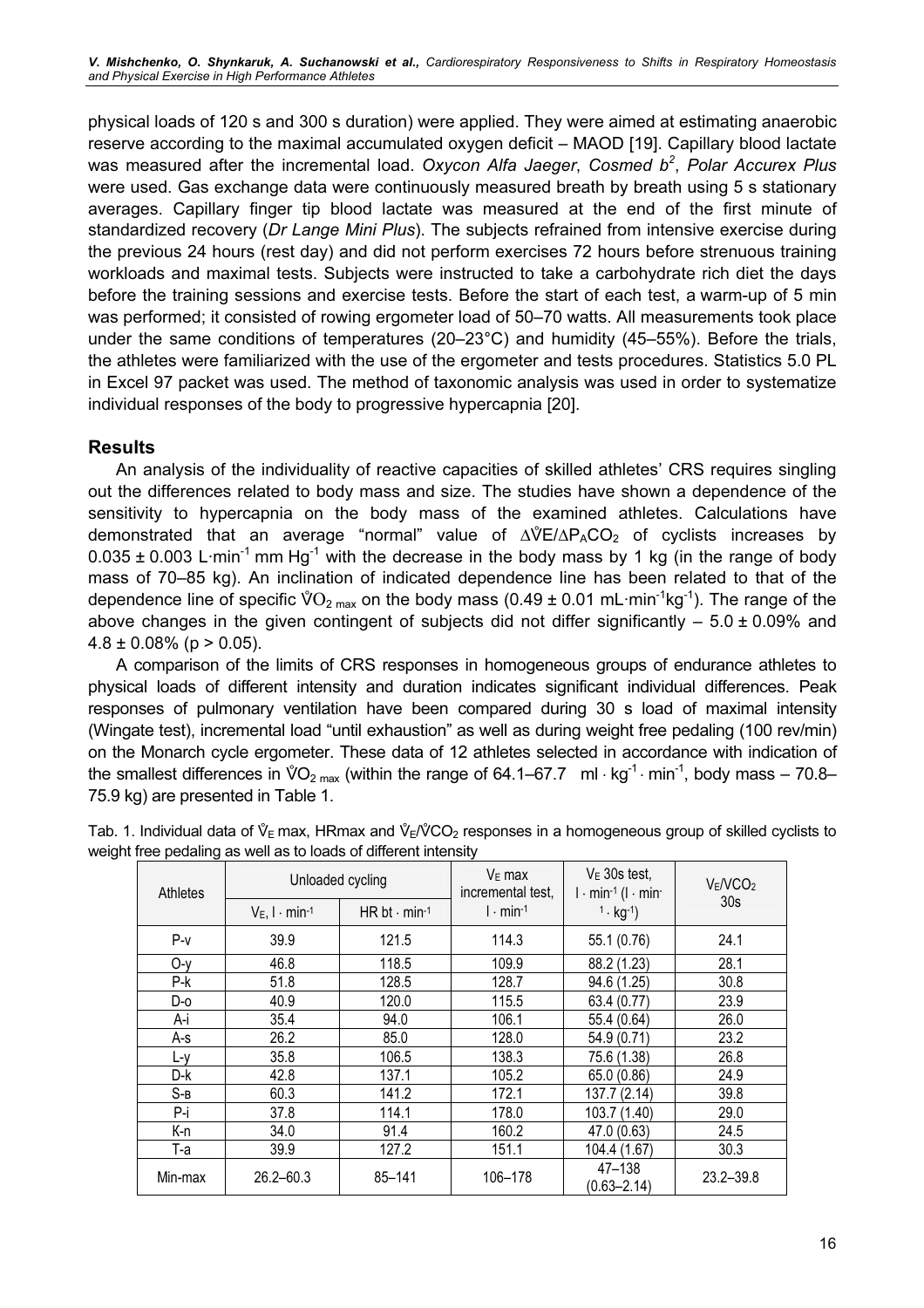physical loads of 120 s and 300 s duration) were applied. They were aimed at estimating anaerobic reserve according to the maximal accumulated oxygen deficit – MAOD [19]. Capillary blood lactate was measured after the incremental load. *Oxycon Alfa Jaeger*, *Cosmed b$^2$*, *Polar Accurex Plus* were used. Gas exchange data were continuously measured breath by breath using 5 s stationary averages. Capillary finger tip blood lactate was measured at the end of the first minute of standardized recovery (*Dr Lange Mini Plus*). The subjects refrained from intensive exercise during the previous 24 hours (rest day) and did not perform exercises 72 hours before strenuous training workloads and maximal tests. Subjects were instructed to take a carbohydrate rich diet the days before the training sessions and exercise tests. Before the start of each test, a warm-up of 5 min was performed; it consisted of rowing ergometer load of 50–70 watts. All measurements took place under the same conditions of temperatures (20–23°C) and humidity (45–55%). Before the trials, the athletes were familiarized with the use of the ergometer and tests procedures. Statistics 5.0 PL in Excel 97 packet was used. The method of taxonomic analysis was used in order to systematize individual responses of the body to progressive hypercapnia [20].

## Results

An analysis of the individuality of reactive capacities of skilled athletes' CRS requires singling out the differences related to body mass and size. The studies have shown a dependence of the sensitivity to hypercapnia on the body mass of the examined athletes. Calculations have demonstrated that an average "normal" value of $\Delta\dot{V}E/\Delta P_ACO_2$ of cyclists increases by $0.035 \pm 0.003$ L·min$^{-1}$ mm Hg$^{-1}$ with the decrease in the body mass by 1 kg (in the range of body mass of 70–85 kg). An inclination of indicated dependence line has been related to that of the dependence line of specific $\dot{V}O_{2\,max}$ on the body mass ($0.49 \pm 0.01$ mL·min$^{-1}$kg$^{-1}$). The range of the above changes in the given contingent of subjects did not differ significantly – $5.0 \pm 0.09$% and $4.8 \pm 0.08$% ($p > 0.05$).

A comparison of the limits of CRS responses in homogeneous groups of endurance athletes to physical loads of different intensity and duration indicates significant individual differences. Peak responses of pulmonary ventilation have been compared during 30 s load of maximal intensity (Wingate test), incremental load "until exhaustion" as well as during weight free pedaling (100 rev/min) on the Monarch cycle ergometer. These data of 12 athletes selected in accordance with indication of the smallest differences in $\dot{V}O_{2\,max}$ (within the range of 64.1–67.7 ml · kg$^{-1}$ · min$^{-1}$, body mass – 70.8–75.9 kg) are presented in Table 1.

Tab. 1. Individual data of $\dot{V}_E$ max, HRmax and $\dot{V}_E/\dot{V}CO_2$ responses in a homogeneous group of skilled cyclists to weight free pedaling as well as to loads of different intensity

| Athletes | Unloaded cycling | | $V_E$ max incremental test, | $V_E$ 30s test, l · min$^{-1}$ (l · min$^{-1}$ · kg$^{-1}$) | $V_E$/$VCO_2$ 30s |
|---|---|---|---|---|---|
| | $V_E$, l · min$^{-1}$ | HR bt · min$^{-1}$ | l · min$^{-1}$ | | |
| P-v | 39.9 | 121.5 | 114.3 | 55.1 (0.76) | 24.1 |
| O-y | 46.8 | 118.5 | 109.9 | 88.2 (1.23) | 28.1 |
| P-k | 51.8 | 128.5 | 128.7 | 94.6 (1.25) | 30.8 |
| D-o | 40.9 | 120.0 | 115.5 | 63.4 (0.77) | 23.9 |
| A-i | 35.4 | 94.0 | 106.1 | 55.4 (0.64) | 26.0 |
| A-s | 26.2 | 85.0 | 128.0 | 54.9 (0.71) | 23.2 |
| L-y | 35.8 | 106.5 | 138.3 | 75.6 (1.38) | 26.8 |
| D-k | 42.8 | 137.1 | 105.2 | 65.0 (0.86) | 24.9 |
| S-в | 60.3 | 141.2 | 172.1 | 137.7 (2.14) | 39.8 |
| P-i | 37.8 | 114.1 | 178.0 | 103.7 (1.40) | 29.0 |
| K-n | 34.0 | 91.4 | 160.2 | 47.0 (0.63) | 24.5 |
| T-a | 39.9 | 127.2 | 151.1 | 104.4 (1.67) | 30.3 |
| Min-max | 26.2–60.3 | 85–141 | 106–178 | 47–138 (0.63–2.14) | 23.2–39.8 |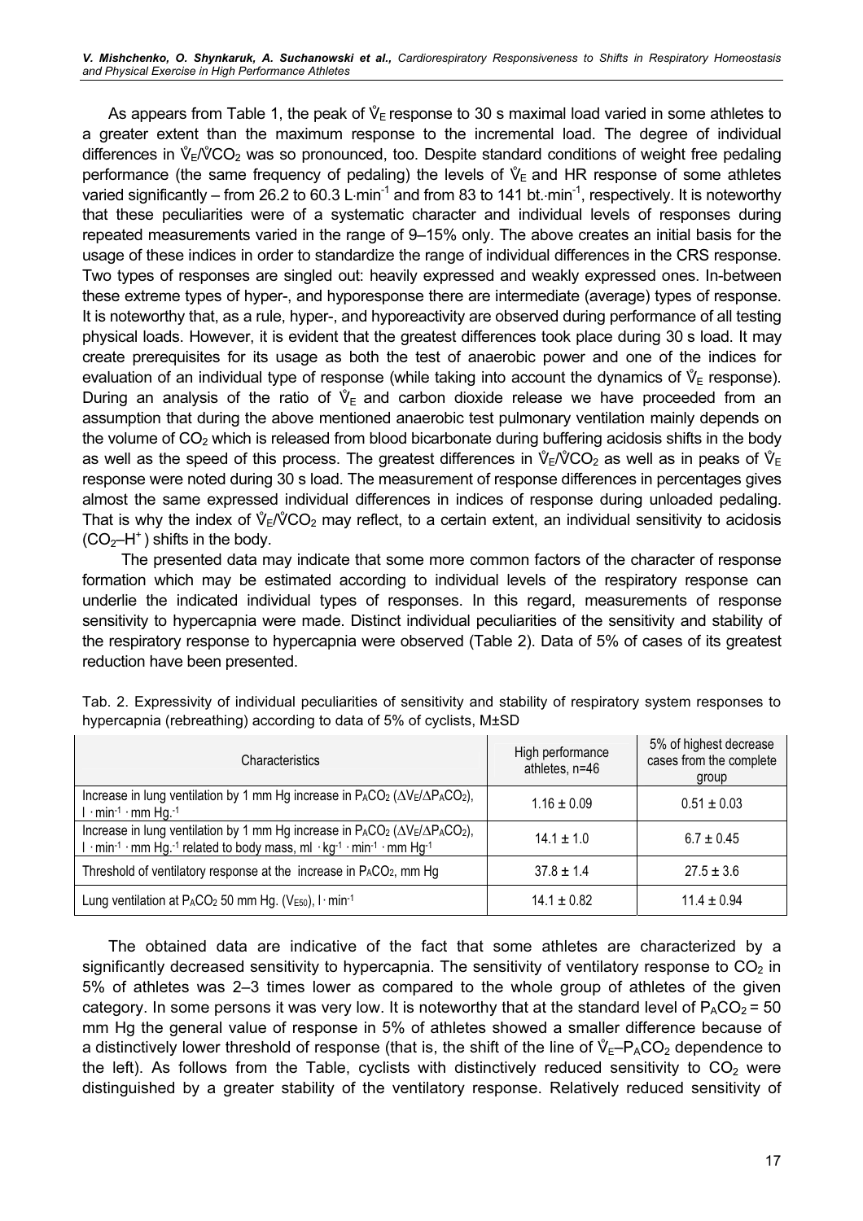As appears from Table 1, the peak of $\dot{V}_E$ response to 30 s maximal load varied in some athletes to a greater extent than the maximum response to the incremental load. The degree of individual differences in $\dot{V}_E/\dot{V}CO_2$ was so pronounced, too. Despite standard conditions of weight free pedaling performance (the same frequency of pedaling) the levels of $\dot{V}_E$ and HR response of some athletes varied significantly – from 26.2 to 60.3 L·min$^{-1}$ and from 83 to 141 bt.·min$^{-1}$, respectively. It is noteworthy that these peculiarities were of a systematic character and individual levels of responses during repeated measurements varied in the range of 9–15% only. The above creates an initial basis for the usage of these indices in order to standardize the range of individual differences in the CRS response. Two types of responses are singled out: heavily expressed and weakly expressed ones. In-between these extreme types of hyper-, and hyporesponse there are intermediate (average) types of response. It is noteworthy that, as a rule, hyper-, and hyporeactivity are observed during performance of all testing physical loads. However, it is evident that the greatest differences took place during 30 s load. It may create prerequisites for its usage as both the test of anaerobic power and one of the indices for evaluation of an individual type of response (while taking into account the dynamics of $\dot{V}_E$ response). During an analysis of the ratio of $\dot{V}_E$ and carbon dioxide release we have proceeded from an assumption that during the above mentioned anaerobic test pulmonary ventilation mainly depends on the volume of $CO_2$ which is released from blood bicarbonate during buffering acidosis shifts in the body as well as the speed of this process. The greatest differences in $\dot{V}_E/\dot{V}CO_2$ as well as in peaks of $\dot{V}_E$ response were noted during 30 s load. The measurement of response differences in percentages gives almost the same expressed individual differences in indices of response during unloaded pedaling. That is why the index of $\dot{V}_E/\dot{V}CO_2$ may reflect, to a certain extent, an individual sensitivity to acidosis ($CO_2$–$H^+$) shifts in the body.

The presented data may indicate that some more common factors of the character of response formation which may be estimated according to individual levels of the respiratory response can underlie the indicated individual types of responses. In this regard, measurements of response sensitivity to hypercapnia were made. Distinct individual peculiarities of the sensitivity and stability of the respiratory response to hypercapnia were observed (Table 2). Data of 5% of cases of its greatest reduction have been presented.

Tab. 2. Expressivity of individual peculiarities of sensitivity and stability of respiratory system responses to hypercapnia (rebreathing) according to data of 5% of cyclists, M±SD

| Characteristics | High performance athletes, n=46 | 5% of highest decrease cases from the complete group |
|---|---|---|
| Increase in lung ventilation by 1 mm Hg increase in $P_ACO_2$ ($\Delta V_E/\Delta P_ACO_2$), l · min$^{-1}$ · mm Hg.$^{-1}$ | 1.16 ± 0.09 | 0.51 ± 0.03 |
| Increase in lung ventilation by 1 mm Hg increase in $P_ACO_2$ ($\Delta V_E/\Delta P_ACO_2$), l · min$^{-1}$ · mm Hg.$^{-1}$ related to body mass, ml · kg$^{-1}$ · min$^{-1}$ · mm Hg$^{-1}$ | 14.1 ± 1.0 | 6.7 ± 0.45 |
| Threshold of ventilatory response at the increase in $P_ACO_2$, mm Hg | 37.8 ± 1.4 | 27.5 ± 3.6 |
| Lung ventilation at $P_ACO_2$ 50 mm Hg. ($V_{E50}$), l · min$^{-1}$ | 14.1 ± 0.82 | 11.4 ± 0.94 |

The obtained data are indicative of the fact that some athletes are characterized by a significantly decreased sensitivity to hypercapnia. The sensitivity of ventilatory response to $CO_2$ in 5% of athletes was 2–3 times lower as compared to the whole group of athletes of the given category. In some persons it was very low. It is noteworthy that at the standard level of $P_ACO_2$ = 50 mm Hg the general value of response in 5% of athletes showed a smaller difference because of a distinctively lower threshold of response (that is, the shift of the line of $\dot{V}_E$–$P_ACO_2$ dependence to the left). As follows from the Table, cyclists with distinctively reduced sensitivity to $CO_2$ were distinguished by a greater stability of the ventilatory response. Relatively reduced sensitivity of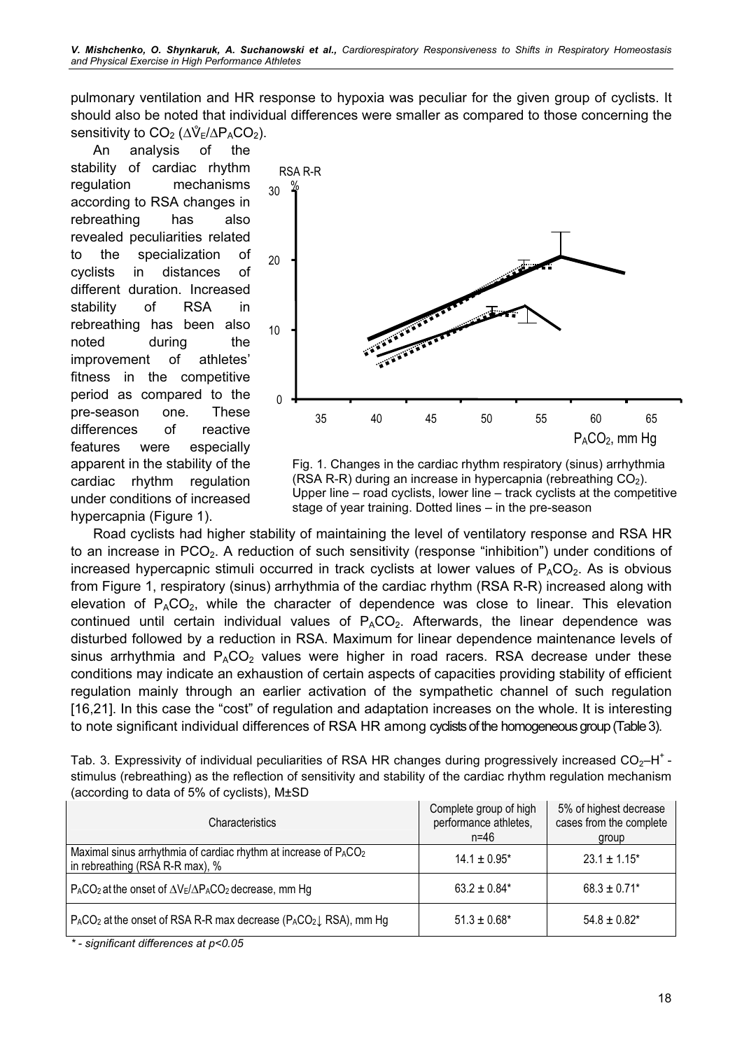pulmonary ventilation and HR response to hypoxia was peculiar for the given group of cyclists. It should also be noted that individual differences were smaller as compared to those concerning the sensitivity to $CO_2$ ($\Delta\dot{V}_E/\Delta P_ACO_2$).

An analysis of the stability of cardiac rhythm regulation mechanisms according to RSA changes in rebreathing has also revealed peculiarities related to the specialization of cyclists in distances of different duration. Increased stability of RSA in rebreathing has been also noted during the improvement of athletes' fitness in the competitive period as compared to the pre-season one. These differences of reactive features were especially apparent in the stability of the cardiac rhythm regulation under conditions of increased hypercapnia (Figure 1).

Fig. 1. Changes in the cardiac rhythm respiratory (sinus) arrhythmia (RSA R-R) during an increase in hypercapnia (rebreathing $CO_2$). Upper line – road cyclists, lower line – track cyclists at the competitive stage of year training. Dotted lines – in the pre-season

Road cyclists had higher stability of maintaining the level of ventilatory response and RSA HR to an increase in $PCO_2$. A reduction of such sensitivity (response "inhibition") under conditions of increased hypercapnic stimuli occurred in track cyclists at lower values of $P_ACO_2$. As is obvious from Figure 1, respiratory (sinus) arrhythmia of the cardiac rhythm (RSA R-R) increased along with elevation of $P_ACO_2$, while the character of dependence was close to linear. This elevation continued until certain individual values of $P_ACO_2$. Afterwards, the linear dependence was disturbed followed by a reduction in RSA. Maximum for linear dependence maintenance levels of sinus arrhythmia and $P_ACO_2$ values were higher in road racers. RSA decrease under these conditions may indicate an exhaustion of certain aspects of capacities providing stability of efficient regulation mainly through an earlier activation of the sympathetic channel of such regulation [16,21]. In this case the "cost" of regulation and adaptation increases on the whole. It is interesting to note significant individual differences of RSA HR among cyclists of the homogeneous group (Table 3).

Tab. 3. Expressivity of individual peculiarities of RSA HR changes during progressively increased $CO_2$–$H^+$ - stimulus (rebreathing) as the reflection of sensitivity and stability of the cardiac rhythm regulation mechanism (according to data of 5% of cyclists), M±SD

| Characteristics | Complete group of high performance athletes, n=46 | 5% of highest decrease cases from the complete group |
|---|---|---|
| Maximal sinus arrhythmia of cardiac rhythm at increase of $P_ACO_2$ in rebreathing (RSA R-R max), % | 14.1 ± 0.95* | 23.1 ± 1.15* |
| $P_ACO_2$ at the onset of $\Delta V_E/\Delta P_ACO_2$ decrease, mm Hg | 63.2 ± 0.84* | 68.3 ± 0.71* |
| $P_ACO_2$ at the onset of RSA R-R max decrease ($P_ACO_2\downarrow$ RSA), mm Hg | 51.3 ± 0.68* | 54.8 ± 0.82* |

*\* - significant differences at p<0.05*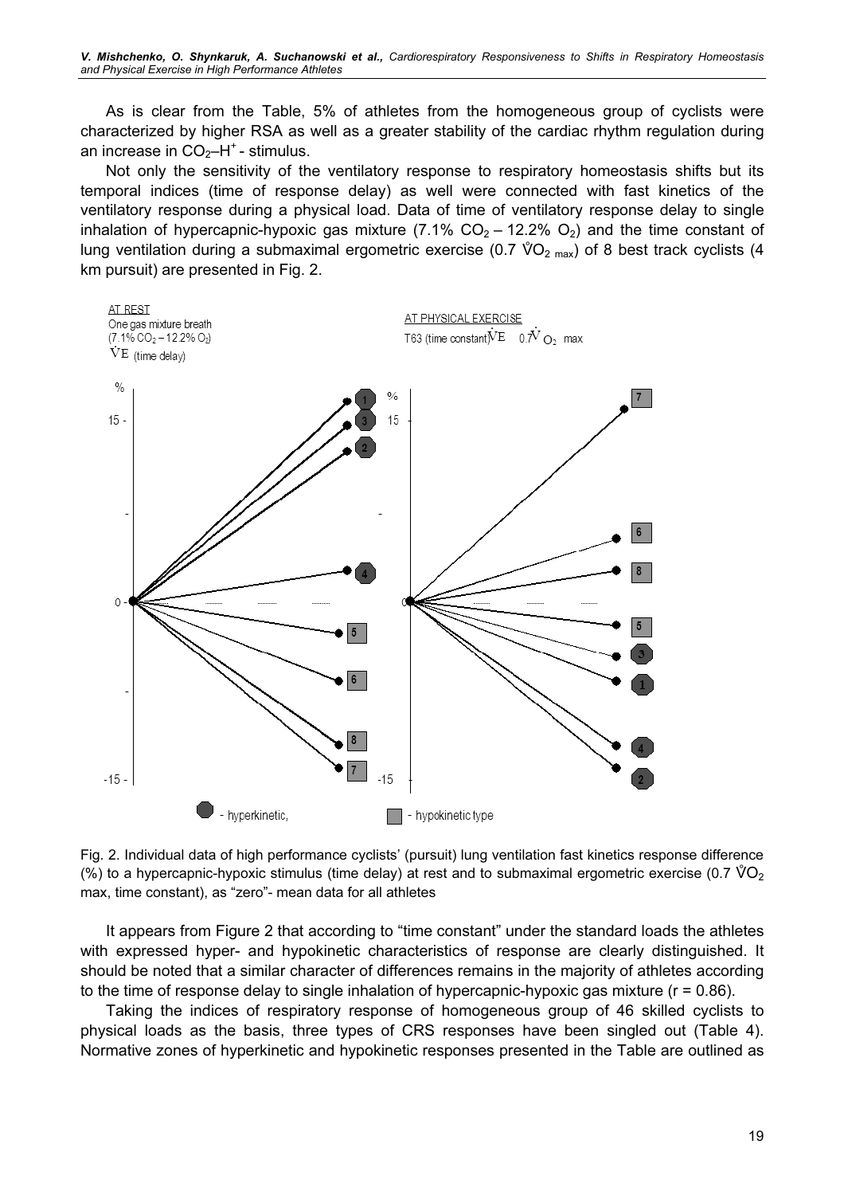As is clear from the Table, 5% of athletes from the homogeneous group of cyclists were characterized by higher RSA as well as a greater stability of the cardiac rhythm regulation during an increase in $CO_2$–$H^+$ - stimulus.

Not only the sensitivity of the ventilatory response to respiratory homeostasis shifts but its temporal indices (time of response delay) as well were connected with fast kinetics of the ventilatory response during a physical load. Data of time of ventilatory response delay to single inhalation of hypercapnic-hypoxic gas mixture (7.1% $CO_2$ – 12.2% $O_2$) and the time constant of lung ventilation during a submaximal ergometric exercise (0.7 $\dot{V}O_{2\ max}$) of 8 best track cyclists (4 km pursuit) are presented in Fig. 2.

Fig. 2. Individual data of high performance cyclists' (pursuit) lung ventilation fast kinetics response difference (%) to a hypercapnic-hypoxic stimulus (time delay) at rest and to submaximal ergometric exercise (0.7 $\dot{V}O_2$ max, time constant), as "zero"- mean data for all athletes

It appears from Figure 2 that according to "time constant" under the standard loads the athletes with expressed hyper- and hypokinetic characteristics of response are clearly distinguished. It should be noted that a similar character of differences remains in the majority of athletes according to the time of response delay to single inhalation of hypercapnic-hypoxic gas mixture ($r = 0.86$).

Taking the indices of respiratory response of homogeneous group of 46 skilled cyclists to physical loads as the basis, three types of CRS responses have been singled out (Table 4). Normative zones of hyperkinetic and hypokinetic responses presented in the Table are outlined as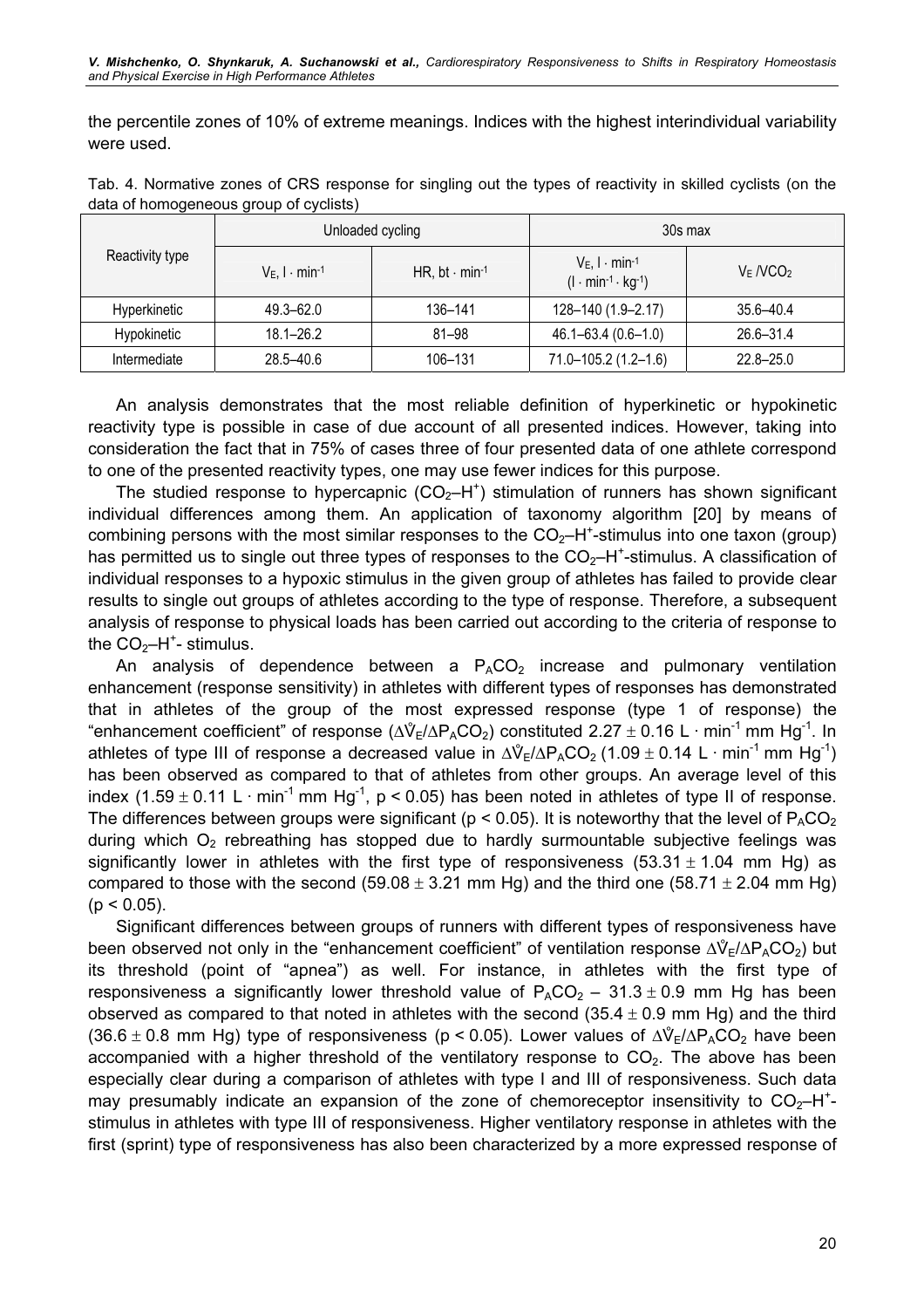the percentile zones of 10% of extreme meanings. Indices with the highest interindividual variability were used.

Tab. 4. Normative zones of CRS response for singling out the types of reactivity in skilled cyclists (on the data of homogeneous group of cyclists)

| Reactivity type | Unloaded cycling | | 30s max | |
|---|---|---|---|---|
| | $V_E$, $l \cdot min^{-1}$ | HR, $bt \cdot min^{-1}$ | $V_E$, $l \cdot min^{-1}$ ($l \cdot min^{-1} \cdot kg^{-1}$) | $V_E/VCO_2$ |
| Hyperkinetic | 49.3–62.0 | 136–141 | 128–140 (1.9–2.17) | 35.6–40.4 |
| Hypokinetic | 18.1–26.2 | 81–98 | 46.1–63.4 (0.6–1.0) | 26.6–31.4 |
| Intermediate | 28.5–40.6 | 106–131 | 71.0–105.2 (1.2–1.6) | 22.8–25.0 |

An analysis demonstrates that the most reliable definition of hyperkinetic or hypokinetic reactivity type is possible in case of due account of all presented indices. However, taking into consideration the fact that in 75% of cases three of four presented data of one athlete correspond to one of the presented reactivity types, one may use fewer indices for this purpose.

The studied response to hypercapnic ($CO_2$–$H^+$) stimulation of runners has shown significant individual differences among them. An application of taxonomy algorithm [20] by means of combining persons with the most similar responses to the $CO_2$–$H^+$-stimulus into one taxon (group) has permitted us to single out three types of responses to the $CO_2$–$H^+$-stimulus. A classification of individual responses to a hypoxic stimulus in the given group of athletes has failed to provide clear results to single out groups of athletes according to the type of response. Therefore, a subsequent analysis of response to physical loads has been carried out according to the criteria of response to the $CO_2$–$H^+$- stimulus.

An analysis of dependence between a $P_ACO_2$ increase and pulmonary ventilation enhancement (response sensitivity) in athletes with different types of responses has demonstrated that in athletes of the group of the most expressed response (type 1 of response) the "enhancement coefficient" of response ($\Delta\dot{V}_E/\Delta P_ACO_2$) constituted $2.27 \pm 0.16$ $L \cdot min^{-1}$ $mm\ Hg^{-1}$. In athletes of type III of response a decreased value in $\Delta\dot{V}_E/\Delta P_ACO_2$ ($1.09 \pm 0.14$ $L \cdot min^{-1}$ $mm\ Hg^{-1}$) has been observed as compared to that of athletes from other groups. An average level of this index ($1.59 \pm 0.11$ $L \cdot min^{-1}$ $mm\ Hg^{-1}$, $p < 0.05$) has been noted in athletes of type II of response. The differences between groups were significant ($p < 0.05$). It is noteworthy that the level of $P_ACO_2$ during which $O_2$ rebreathing has stopped due to hardly surmountable subjective feelings was significantly lower in athletes with the first type of responsiveness ($53.31 \pm 1.04$ mm Hg) as compared to those with the second ($59.08 \pm 3.21$ mm Hg) and the third one ($58.71 \pm 2.04$ mm Hg) ($p < 0.05$).

Significant differences between groups of runners with different types of responsiveness have been observed not only in the "enhancement coefficient" of ventilation response $\Delta\dot{V}_E/\Delta P_ACO_2$) but its threshold (point of "apnea") as well. For instance, in athletes with the first type of responsiveness a significantly lower threshold value of $P_ACO_2$ – $31.3 \pm 0.9$ mm Hg has been observed as compared to that noted in athletes with the second ($35.4 \pm 0.9$ mm Hg) and the third ($36.6 \pm 0.8$ mm Hg) type of responsiveness ($p < 0.05$). Lower values of $\Delta\dot{V}_E/\Delta P_ACO_2$ have been accompanied with a higher threshold of the ventilatory response to $CO_2$. The above has been especially clear during a comparison of athletes with type I and III of responsiveness. Such data may presumably indicate an expansion of the zone of chemoreceptor insensitivity to $CO_2$–$H^+$-stimulus in athletes with type III of responsiveness. Higher ventilatory response in athletes with the first (sprint) type of responsiveness has also been characterized by a more expressed response of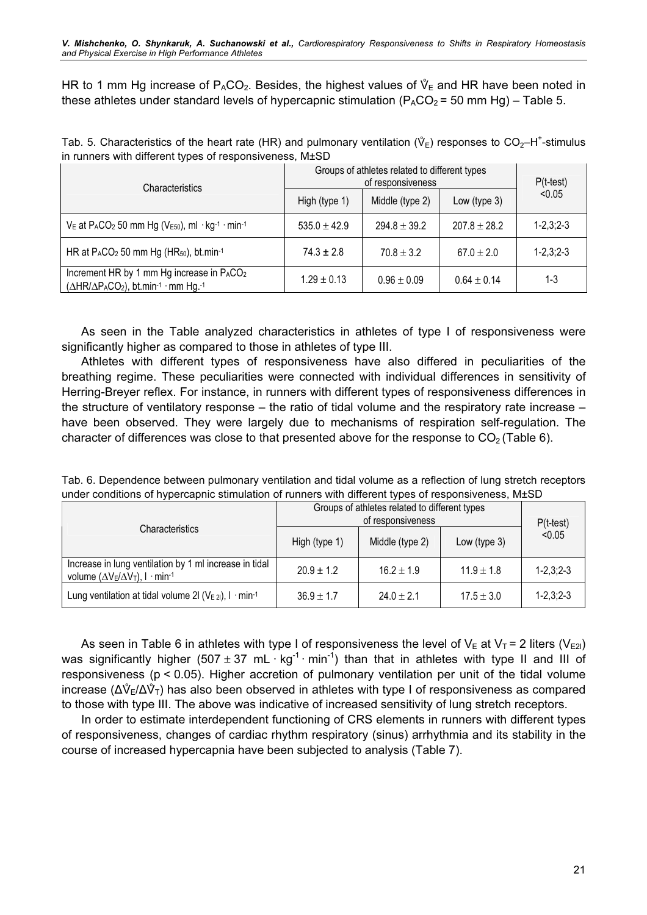HR to 1 mm Hg increase of $P_ACO_2$. Besides, the highest values of $\dot{V}_E$ and HR have been noted in these athletes under standard levels of hypercapnic stimulation ($P_ACO_2$ = 50 mm Hg) – Table 5.

Tab. 5. Characteristics of the heart rate (HR) and pulmonary ventilation ($\dot{V}_E$) responses to $CO_2$–$H^+$-stimulus in runners with different types of responsiveness, M±SD

| Characteristics | Groups of athletes related to different types of responsiveness | | | P(t-test) <0.05 |
|---|---|---|---|---|
| | High (type 1) | Middle (type 2) | Low (type 3) | |
| $V_E$ at $P_ACO_2$ 50 mm Hg ($V_{E50}$), ml · kg$^{-1}$ · min$^{-1}$ | 535.0 ± 42.9 | 294.8 ± 39.2 | 207.8 ± 28.2 | 1-2,3;2-3 |
| HR at $P_ACO_2$ 50 mm Hg ($HR_{50}$), bt.min$^{-1}$ | 74.3 ± 2.8 | 70.8 ± 3.2 | 67.0 ± 2.0 | 1-2,3;2-3 |
| Increment HR by 1 mm Hg increase in $P_ACO_2$ ($\Delta HR/\Delta P_ACO_2$), bt.min$^{-1}$ · mm Hg.$^{-1}$ | 1.29 ± 0.13 | 0.96 ± 0.09 | 0.64 ± 0.14 | 1-3 |

As seen in the Table analyzed characteristics in athletes of type I of responsiveness were significantly higher as compared to those in athletes of type III.

Athletes with different types of responsiveness have also differed in peculiarities of the breathing regime. These peculiarities were connected with individual differences in sensitivity of Herring-Breyer reflex. For instance, in runners with different types of responsiveness differences in the structure of ventilatory response – the ratio of tidal volume and the respiratory rate increase – have been observed. They were largely due to mechanisms of respiration self-regulation. The character of differences was close to that presented above for the response to $CO_2$ (Table 6).

Tab. 6. Dependence between pulmonary ventilation and tidal volume as a reflection of lung stretch receptors under conditions of hypercapnic stimulation of runners with different types of responsiveness, M±SD

| Characteristics | Groups of athletes related to different types of responsiveness | | | P(t-test) <0.05 |
|---|---|---|---|---|
| | High (type 1) | Middle (type 2) | Low (type 3) | |
| Increase in lung ventilation by 1 ml increase in tidal volume ($\Delta V_E/\Delta V_T$), l · min$^{-1}$ | 20.9 ± 1.2 | 16.2 ± 1.9 | 11.9 ± 1.8 | 1-2,3;2-3 |
| Lung ventilation at tidal volume 2l ($V_{E\,2l}$), l · min$^{-1}$ | 36.9 ± 1.7 | 24.0 ± 2.1 | 17.5 ± 3.0 | 1-2,3;2-3 |

As seen in Table 6 in athletes with type I of responsiveness the level of $V_E$ at $V_T$ = 2 liters ($V_{E2l}$) was significantly higher (507 ± 37 mL · kg$^{-1}$ · min$^{-1}$) than that in athletes with type II and III of responsiveness ($p < 0.05$). Higher accretion of pulmonary ventilation per unit of the tidal volume increase ($\Delta\dot{V}_E/\Delta\dot{V}_T$) has also been observed in athletes with type I of responsiveness as compared to those with type III. The above was indicative of increased sensitivity of lung stretch receptors.

In order to estimate interdependent functioning of CRS elements in runners with different types of responsiveness, changes of cardiac rhythm respiratory (sinus) arrhythmia and its stability in the course of increased hypercapnia have been subjected to analysis (Table 7).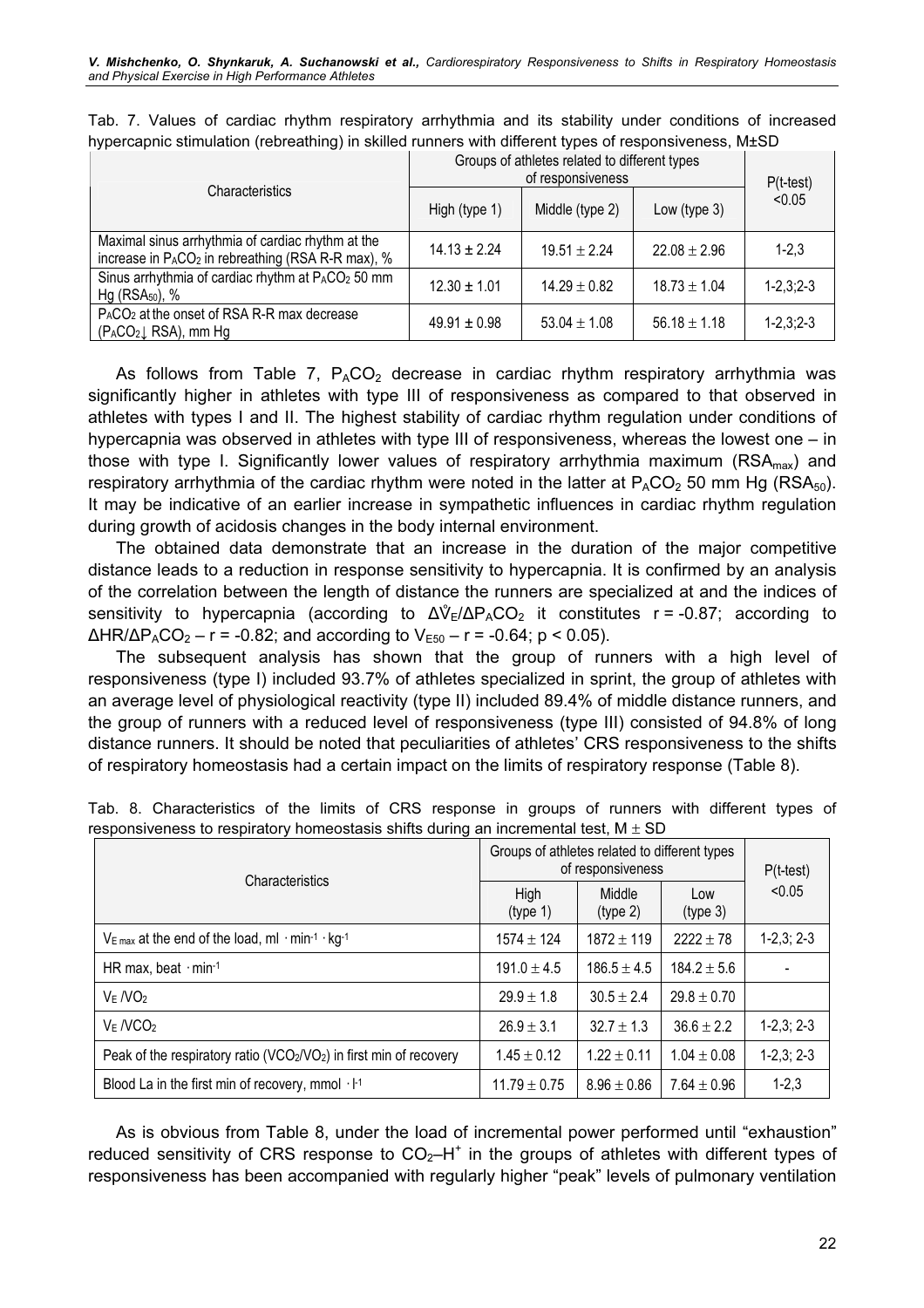Tab. 7. Values of cardiac rhythm respiratory arrhythmia and its stability under conditions of increased hypercapnic stimulation (rebreathing) in skilled runners with different types of responsiveness, M±SD

| Characteristics | Groups of athletes related to different types of responsiveness | | | P(t-test) <0.05 |
|---|---|---|---|---|
| | High (type 1) | Middle (type 2) | Low (type 3) | |
| Maximal sinus arrhythmia of cardiac rhythm at the increase in $P_ACO_2$ in rebreathing (RSA R-R max), % | 14.13 ± 2.24 | 19.51 ± 2.24 | 22.08 ± 2.96 | 1-2,3 |
| Sinus arrhythmia of cardiac rhythm at $P_ACO_2$ 50 mm Hg ($RSA_{50}$), % | 12.30 ± 1.01 | 14.29 ± 0.82 | 18.73 ± 1.04 | 1-2,3;2-3 |
| $P_ACO_2$ at the onset of RSA R-R max decrease ($P_ACO_2$↓ RSA), mm Hg | 49.91 ± 0.98 | 53.04 ± 1.08 | 56.18 ± 1.18 | 1-2,3;2-3 |

As follows from Table 7, $P_ACO_2$ decrease in cardiac rhythm respiratory arrhythmia was significantly higher in athletes with type III of responsiveness as compared to that observed in athletes with types I and II. The highest stability of cardiac rhythm regulation under conditions of hypercapnia was observed in athletes with type III of responsiveness, whereas the lowest one – in those with type I. Significantly lower values of respiratory arrhythmia maximum ($RSA_{max}$) and respiratory arrhythmia of the cardiac rhythm were noted in the latter at $P_ACO_2$ 50 mm Hg ($RSA_{50}$). It may be indicative of an earlier increase in sympathetic influences in cardiac rhythm regulation during growth of acidosis changes in the body internal environment.

The obtained data demonstrate that an increase in the duration of the major competitive distance leads to a reduction in response sensitivity to hypercapnia. It is confirmed by an analysis of the correlation between the length of distance the runners are specialized at and the indices of sensitivity to hypercapnia (according to $\Delta\dot{V}_E/\Delta P_ACO_2$ it constitutes $r = -0.87$; according to $\Delta HR/\Delta P_ACO_2$ – $r = -0.82$; and according to $V_{E50}$ – $r = -0.64$; $p < 0.05$).

The subsequent analysis has shown that the group of runners with a high level of responsiveness (type I) included 93.7% of athletes specialized in sprint, the group of athletes with an average level of physiological reactivity (type II) included 89.4% of middle distance runners, and the group of runners with a reduced level of responsiveness (type III) consisted of 94.8% of long distance runners. It should be noted that peculiarities of athletes' CRS responsiveness to the shifts of respiratory homeostasis had a certain impact on the limits of respiratory response (Table 8).

Tab. 8. Characteristics of the limits of CRS response in groups of runners with different types of responsiveness to respiratory homeostasis shifts during an incremental test, M ± SD

| Characteristics | Groups of athletes related to different types of responsiveness | | | P(t-test) <0.05 |
|---|---|---|---|---|
| | High (type 1) | Middle (type 2) | Low (type 3) | |
| $V_{E\,max}$ at the end of the load, ml · min$^{-1}$ · kg$^{-1}$ | 1574 ± 124 | 1872 ± 119 | 2222 ± 78 | 1-2,3; 2-3 |
| HR max, beat · min$^{-1}$ | 191.0 ± 4.5 | 186.5 ± 4.5 | 184.2 ± 5.6 | - |
| $V_E/VO_2$ | 29.9 ± 1.8 | 30.5 ± 2.4 | 29.8 ± 0.70 | |
| $V_E/VCO_2$ | 26.9 ± 3.1 | 32.7 ± 1.3 | 36.6 ± 2.2 | 1-2,3; 2-3 |
| Peak of the respiratory ratio ($VCO_2/VO_2$) in first min of recovery | 1.45 ± 0.12 | 1.22 ± 0.11 | 1.04 ± 0.08 | 1-2,3; 2-3 |
| Blood La in the first min of recovery, mmol · l$^{-1}$ | 11.79 ± 0.75 | 8.96 ± 0.86 | 7.64 ± 0.96 | 1-2,3 |

As is obvious from Table 8, under the load of incremental power performed until "exhaustion" reduced sensitivity of CRS response to $CO_2$–$H^+$ in the groups of athletes with different types of responsiveness has been accompanied with regularly higher "peak" levels of pulmonary ventilation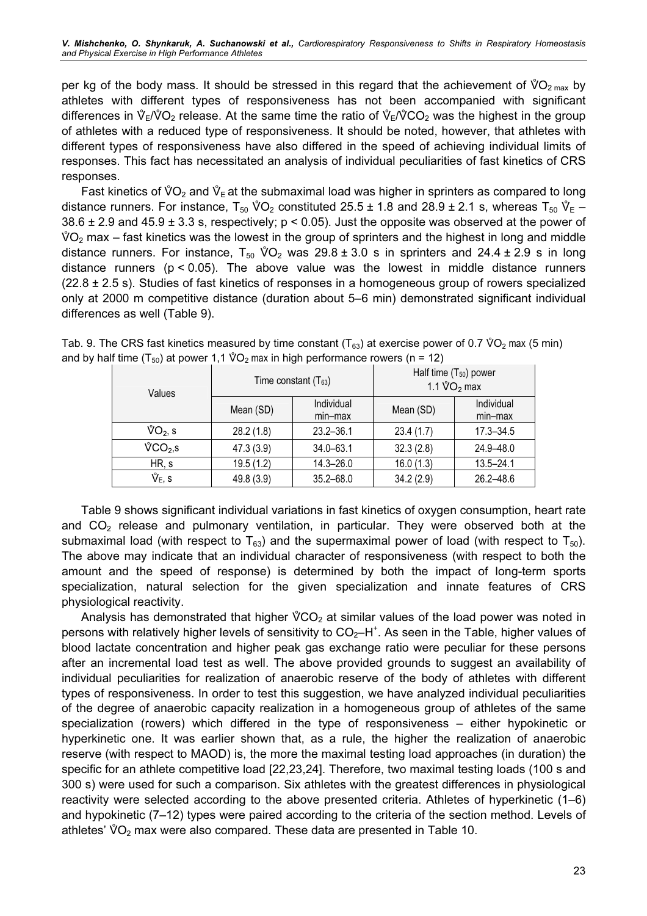per kg of the body mass. It should be stressed in this regard that the achievement of $\dot{V}O_{2\,max}$ by athletes with different types of responsiveness has not been accompanied with significant differences in $\dot{V}_E/\dot{V}O_2$ release. At the same time the ratio of $\dot{V}_E/\dot{V}CO_2$ was the highest in the group of athletes with a reduced type of responsiveness. It should be noted, however, that athletes with different types of responsiveness have also differed in the speed of achieving individual limits of responses. This fact has necessitated an analysis of individual peculiarities of fast kinetics of CRS responses.

Fast kinetics of $\dot{V}O_2$ and $\dot{V}_E$ at the submaximal load was higher in sprinters as compared to long distance runners. For instance, $T_{50}$ $\dot{V}O_2$ constituted 25.5 ± 1.8 and 28.9 ± 2.1 s, whereas $T_{50}$ $\dot{V}_E$ – 38.6 ± 2.9 and 45.9 ± 3.3 s, respectively; $p < 0.05$). Just the opposite was observed at the power of $\dot{V}O_2$ max – fast kinetics was the lowest in the group of sprinters and the highest in long and middle distance runners. For instance, $T_{50}$ $\dot{V}O_2$ was 29.8 ± 3.0 s in sprinters and 24.4 ± 2.9 s in long distance runners ($p < 0.05$). The above value was the lowest in middle distance runners (22.8 ± 2.5 s). Studies of fast kinetics of responses in a homogeneous group of rowers specialized only at 2000 m competitive distance (duration about 5–6 min) demonstrated significant individual differences as well (Table 9).

Tab. 9. The CRS fast kinetics measured by time constant ($T_{63}$) at exercise power of 0.7 $\dot{V}O_2$ max (5 min) and by half time ($T_{50}$) at power 1,1 $\dot{V}O_2$ max in high performance rowers (n = 12)

| Values | Time constant ($T_{63}$) | | Half time ($T_{50}$) power 1.1 $\dot{V}O_2$ max | |
|---|---|---|---|---|
| | Mean (SD) | Individual min–max | Mean (SD) | Individual min–max |
| $\dot{V}O_2$, s | 28.2 (1.8) | 23.2–36.1 | 23.4 (1.7) | 17.3–34.5 |
| $\dot{V}CO_2$,s | 47.3 (3.9) | 34.0–63.1 | 32.3 (2.8) | 24.9–48.0 |
| HR, s | 19.5 (1.2) | 14.3–26.0 | 16.0 (1.3) | 13.5–24.1 |
| $\dot{V}_E$, s | 49.8 (3.9) | 35.2–68.0 | 34.2 (2.9) | 26.2–48.6 |

Table 9 shows significant individual variations in fast kinetics of oxygen consumption, heart rate and $CO_2$ release and pulmonary ventilation, in particular. They were observed both at the submaximal load (with respect to $T_{63}$) and the supermaximal power of load (with respect to $T_{50}$). The above may indicate that an individual character of responsiveness (with respect to both the amount and the speed of response) is determined by both the impact of long-term sports specialization, natural selection for the given specialization and innate features of CRS physiological reactivity.

Analysis has demonstrated that higher $\dot{V}CO_2$ at similar values of the load power was noted in persons with relatively higher levels of sensitivity to $CO_2$–$H^+$. As seen in the Table, higher values of blood lactate concentration and higher peak gas exchange ratio were peculiar for these persons after an incremental load test as well. The above provided grounds to suggest an availability of individual peculiarities for realization of anaerobic reserve of the body of athletes with different types of responsiveness. In order to test this suggestion, we have analyzed individual peculiarities of the degree of anaerobic capacity realization in a homogeneous group of athletes of the same specialization (rowers) which differed in the type of responsiveness – either hypokinetic or hyperkinetic one. It was earlier shown that, as a rule, the higher the realization of anaerobic reserve (with respect to MAOD) is, the more the maximal testing load approaches (in duration) the specific for an athlete competitive load [22,23,24]. Therefore, two maximal testing loads (100 s and 300 s) were used for such a comparison. Six athletes with the greatest differences in physiological reactivity were selected according to the above presented criteria. Athletes of hyperkinetic (1–6) and hypokinetic (7–12) types were paired according to the criteria of the section method. Levels of athletes' $\dot{V}O_2$ max were also compared. These data are presented in Table 10.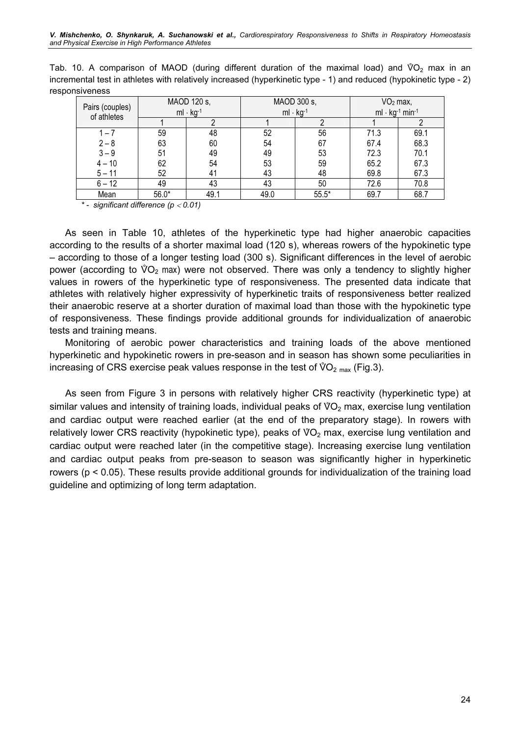Tab. 10. A comparison of MAOD (during different duration of the maximal load) and $\dot{V}O_2$ max in an incremental test in athletes with relatively increased (hyperkinetic type - 1) and reduced (hypokinetic type - 2) responsiveness

| Pairs (couples) of athletes | MAOD 120 s, $ml \cdot kg^{-1}$ | | MAOD 300 s, $ml \cdot kg^{-1}$ | | $VO_2$ max, $ml \cdot kg^{-1}\ min^{-1}$ | |
|---|---|---|---|---|---|---|
| | 1 | 2 | 1 | 2 | 1 | 2 |
| 1 – 7 | 59 | 48 | 52 | 56 | 71.3 | 69.1 |
| 2 – 8 | 63 | 60 | 54 | 67 | 67.4 | 68.3 |
| 3 – 9 | 51 | 49 | 49 | 53 | 72.3 | 70.1 |
| 4 – 10 | 62 | 54 | 53 | 59 | 65.2 | 67.3 |
| 5 – 11 | 52 | 41 | 43 | 48 | 69.8 | 67.3 |
| 6 – 12 | 49 | 43 | 43 | 50 | 72.6 | 70.8 |
| Mean | 56.0* | 49.1 | 49.0 | 55.5* | 69.7 | 68.7 |

*\* - significant difference ($p < 0.01$)*

As seen in Table 10, athletes of the hyperkinetic type had higher anaerobic capacities according to the results of a shorter maximal load (120 s), whereas rowers of the hypokinetic type – according to those of a longer testing load (300 s). Significant differences in the level of aerobic power (according to $\dot{V}O_2$ max) were not observed. There was only a tendency to slightly higher values in rowers of the hyperkinetic type of responsiveness. The presented data indicate that athletes with relatively higher expressivity of hyperkinetic traits of responsiveness better realized their anaerobic reserve at a shorter duration of maximal load than those with the hypokinetic type of responsiveness. These findings provide additional grounds for individualization of anaerobic tests and training means.

Monitoring of aerobic power characteristics and training loads of the above mentioned hyperkinetic and hypokinetic rowers in pre-season and in season has shown some peculiarities in increasing of CRS exercise peak values response in the test of $\dot{V}O_{2\ max}$ (Fig.3).

As seen from Figure 3 in persons with relatively higher CRS reactivity (hyperkinetic type) at similar values and intensity of training loads, individual peaks of $\dot{V}O_2$ max, exercise lung ventilation and cardiac output were reached earlier (at the end of the preparatory stage). In rowers with relatively lower CRS reactivity (hypokinetic type), peaks of $\dot{V}O_2$ max, exercise lung ventilation and cardiac output were reached later (in the competitive stage). Increasing exercise lung ventilation and cardiac output peaks from pre-season to season was significantly higher in hyperkinetic rowers ($p < 0.05$). These results provide additional grounds for individualization of the training load guideline and optimizing of long term adaptation.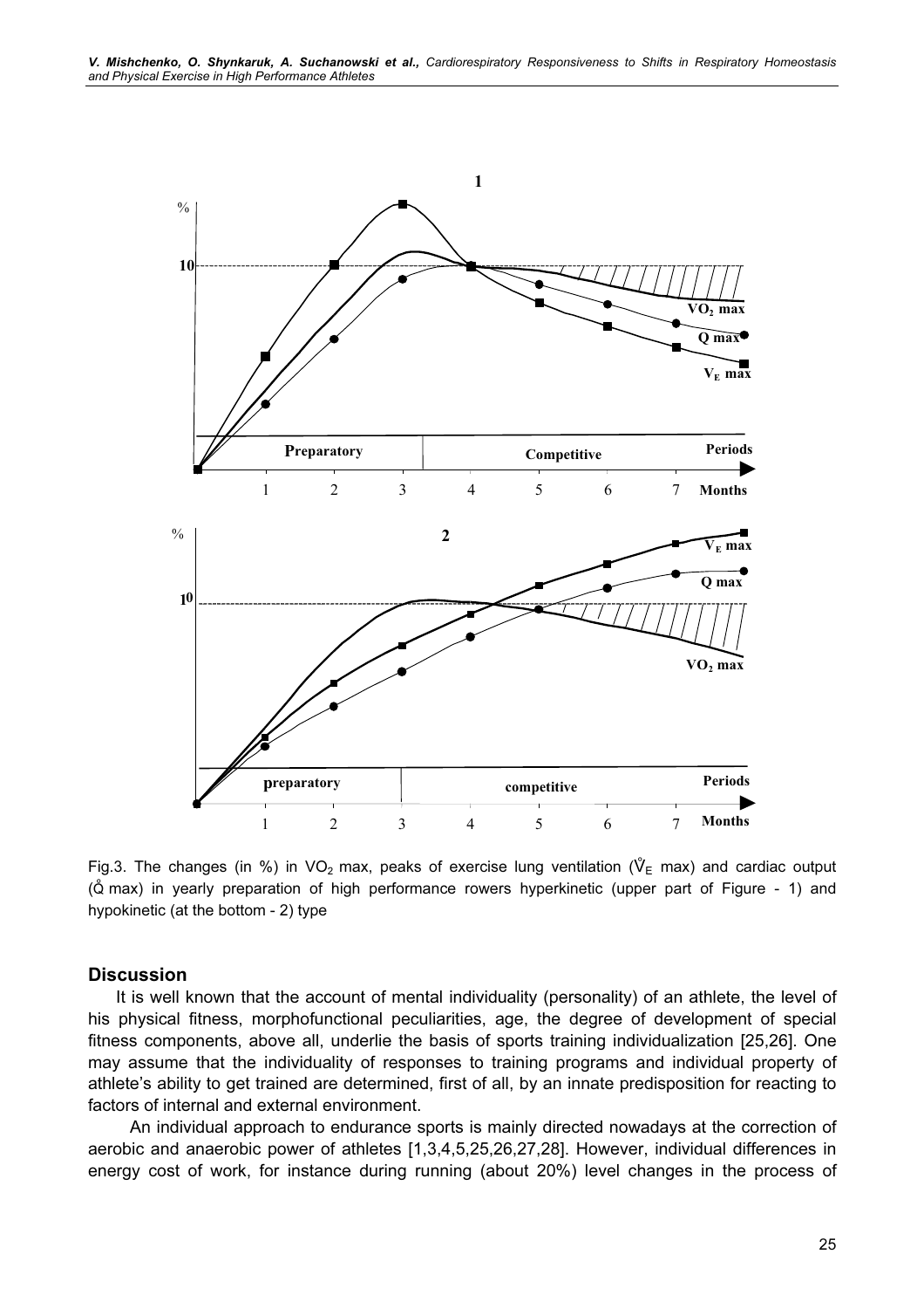Fig.3. The changes (in %) in $VO_2$ max, peaks of exercise lung ventilation ($\dot{V}_E$ max) and cardiac output ($\dot{Q}$ max) in yearly preparation of high performance rowers hyperkinetic (upper part of Figure - 1) and hypokinetic (at the bottom - 2) type

## Discussion

It is well known that the account of mental individuality (personality) of an athlete, the level of his physical fitness, morphofunctional peculiarities, age, the degree of development of special fitness components, above all, underlie the basis of sports training individualization [25,26]. One may assume that the individuality of responses to training programs and individual property of athlete's ability to get trained are determined, first of all, by an innate predisposition for reacting to factors of internal and external environment.

An individual approach to endurance sports is mainly directed nowadays at the correction of aerobic and anaerobic power of athletes [1,3,4,5,25,26,27,28]. However, individual differences in energy cost of work, for instance during running (about 20%) level changes in the process of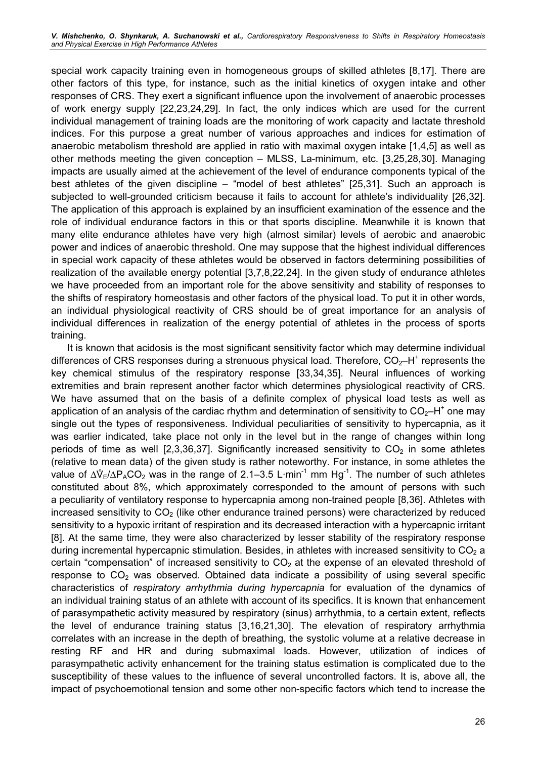special work capacity training even in homogeneous groups of skilled athletes [8,17]. There are other factors of this type, for instance, such as the initial kinetics of oxygen intake and other responses of CRS. They exert a significant influence upon the involvement of anaerobic processes of work energy supply [22,23,24,29]. In fact, the only indices which are used for the current individual management of training loads are the monitoring of work capacity and lactate threshold indices. For this purpose a great number of various approaches and indices for estimation of anaerobic metabolism threshold are applied in ratio with maximal oxygen intake [1,4,5] as well as other methods meeting the given conception – MLSS, La-minimum, etc. [3,25,28,30]. Managing impacts are usually aimed at the achievement of the level of endurance components typical of the best athletes of the given discipline – "model of best athletes" [25,31]. Such an approach is subjected to well-grounded criticism because it fails to account for athlete's individuality [26,32]. The application of this approach is explained by an insufficient examination of the essence and the role of individual endurance factors in this or that sports discipline. Meanwhile it is known that many elite endurance athletes have very high (almost similar) levels of aerobic and anaerobic power and indices of anaerobic threshold. One may suppose that the highest individual differences in special work capacity of these athletes would be observed in factors determining possibilities of realization of the available energy potential [3,7,8,22,24]. In the given study of endurance athletes we have proceeded from an important role for the above sensitivity and stability of responses to the shifts of respiratory homeostasis and other factors of the physical load. To put it in other words, an individual physiological reactivity of CRS should be of great importance for an analysis of individual differences in realization of the energy potential of athletes in the process of sports training.

It is known that acidosis is the most significant sensitivity factor which may determine individual differences of CRS responses during a strenuous physical load. Therefore, $CO_2$–$H^+$ represents the key chemical stimulus of the respiratory response [33,34,35]. Neural influences of working extremities and brain represent another factor which determines physiological reactivity of CRS. We have assumed that on the basis of a definite complex of physical load tests as well as application of an analysis of the cardiac rhythm and determination of sensitivity to $CO_2$–$H^+$ one may single out the types of responsiveness. Individual peculiarities of sensitivity to hypercapnia, as it was earlier indicated, take place not only in the level but in the range of changes within long periods of time as well [2,3,36,37]. Significantly increased sensitivity to $CO_2$ in some athletes (relative to mean data) of the given study is rather noteworthy. For instance, in some athletes the value of $\Delta\dot{V}_E/\Delta P_ACO_2$ was in the range of 2.1–3.5 L·min$^{-1}$ mm Hg$^{-1}$. The number of such athletes constituted about 8%, which approximately corresponded to the amount of persons with such a peculiarity of ventilatory response to hypercapnia among non-trained people [8,36]. Athletes with increased sensitivity to $CO_2$ (like other endurance trained persons) were characterized by reduced sensitivity to a hypoxic irritant of respiration and its decreased interaction with a hypercapnic irritant [8]. At the same time, they were also characterized by lesser stability of the respiratory response during incremental hypercapnic stimulation. Besides, in athletes with increased sensitivity to $CO_2$ a certain "compensation" of increased sensitivity to $CO_2$ at the expense of an elevated threshold of response to $CO_2$ was observed. Obtained data indicate a possibility of using several specific characteristics of *respiratory arrhythmia during hypercapnia* for evaluation of the dynamics of an individual training status of an athlete with account of its specifics. It is known that enhancement of parasympathetic activity measured by respiratory (sinus) arrhythmia, to a certain extent, reflects the level of endurance training status [3,16,21,30]. The elevation of respiratory arrhythmia correlates with an increase in the depth of breathing, the systolic volume at a relative decrease in resting RF and HR and during submaximal loads. However, utilization of indices of parasympathetic activity enhancement for the training status estimation is complicated due to the susceptibility of these values to the influence of several uncontrolled factors. It is, above all, the impact of psychoemotional tension and some other non-specific factors which tend to increase the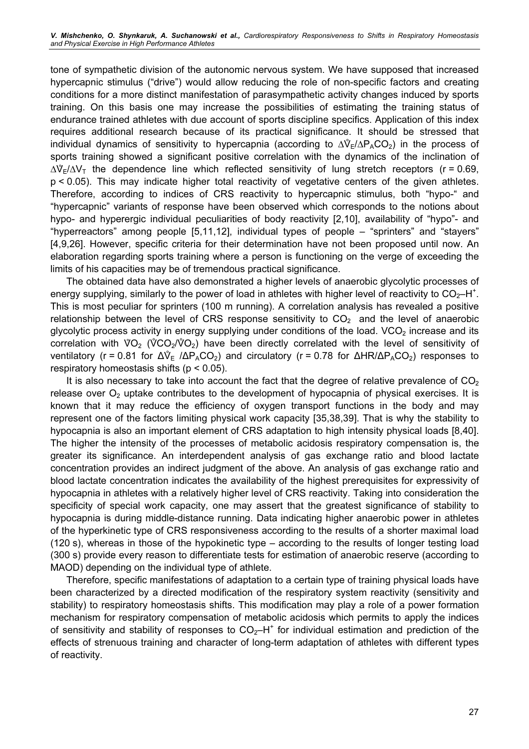tone of sympathetic division of the autonomic nervous system. We have supposed that increased hypercapnic stimulus ("drive") would allow reducing the role of non-specific factors and creating conditions for a more distinct manifestation of parasympathetic activity changes induced by sports training. On this basis one may increase the possibilities of estimating the training status of endurance trained athletes with due account of sports discipline specifics. Application of this index requires additional research because of its practical significance. It should be stressed that individual dynamics of sensitivity to hypercapnia (according to $\Delta\dot{V}_E/\Delta P_ACO_2$) in the process of sports training showed a significant positive correlation with the dynamics of the inclination of $\Delta\dot{V}_E/\Delta V_T$ the dependence line which reflected sensitivity of lung stretch receptors ($r = 0.69$, $p < 0.05$). This may indicate higher total reactivity of vegetative centers of the given athletes. Therefore, according to indices of CRS reactivity to hypercapnic stimulus, both "hypo-" and "hypercapnic" variants of response have been observed which corresponds to the notions about hypo- and hyperergic individual peculiarities of body reactivity [2,10], availability of "hypo"- and "hyperreactors" among people [5,11,12], individual types of people – "sprinters" and "stayers" [4,9,26]. However, specific criteria for their determination have not been proposed until now. An elaboration regarding sports training where a person is functioning on the verge of exceeding the limits of his capacities may be of tremendous practical significance.

The obtained data have also demonstrated a higher levels of anaerobic glycolytic processes of energy supplying, similarly to the power of load in athletes with higher level of reactivity to $CO_2$–$H^+$. This is most peculiar for sprinters (100 m running). A correlation analysis has revealed a positive relationship between the level of CRS response sensitivity to $CO_2$ and the level of anaerobic glycolytic process activity in energy supplying under conditions of the load. $VCO_2$ increase and its correlation with $\dot{V}O_2$ ($\dot{V}CO_2/\dot{V}O_2$) have been directly correlated with the level of sensitivity of ventilatory ($r = 0.81$ for $\Delta\dot{V}_E/\Delta P_ACO_2$) and circulatory ($r = 0.78$ for $\Delta HR/\Delta P_ACO_2$) responses to respiratory homeostasis shifts ($p < 0.05$).

It is also necessary to take into account the fact that the degree of relative prevalence of $CO_2$ release over $O_2$ uptake contributes to the development of hypocapnia of physical exercises. It is known that it may reduce the efficiency of oxygen transport functions in the body and may represent one of the factors limiting physical work capacity [35,38,39]. That is why the stability to hypocapnia is also an important element of CRS adaptation to high intensity physical loads [8,40]. The higher the intensity of the processes of metabolic acidosis respiratory compensation is, the greater its significance. An interdependent analysis of gas exchange ratio and blood lactate concentration provides an indirect judgment of the above. An analysis of gas exchange ratio and blood lactate concentration indicates the availability of the highest prerequisites for expressivity of hypocapnia in athletes with a relatively higher level of CRS reactivity. Taking into consideration the specificity of special work capacity, one may assert that the greatest significance of stability to hypocapnia is during middle-distance running. Data indicating higher anaerobic power in athletes of the hyperkinetic type of CRS responsiveness according to the results of a shorter maximal load (120 s), whereas in those of the hypokinetic type – according to the results of longer testing load (300 s) provide every reason to differentiate tests for estimation of anaerobic reserve (according to MAOD) depending on the individual type of athlete.

Therefore, specific manifestations of adaptation to a certain type of training physical loads have been characterized by a directed modification of the respiratory system reactivity (sensitivity and stability) to respiratory homeostasis shifts. This modification may play a role of a power formation mechanism for respiratory compensation of metabolic acidosis which permits to apply the indices of sensitivity and stability of responses to $CO_2$–$H^+$ for individual estimation and prediction of the effects of strenuous training and character of long-term adaptation of athletes with different types of reactivity.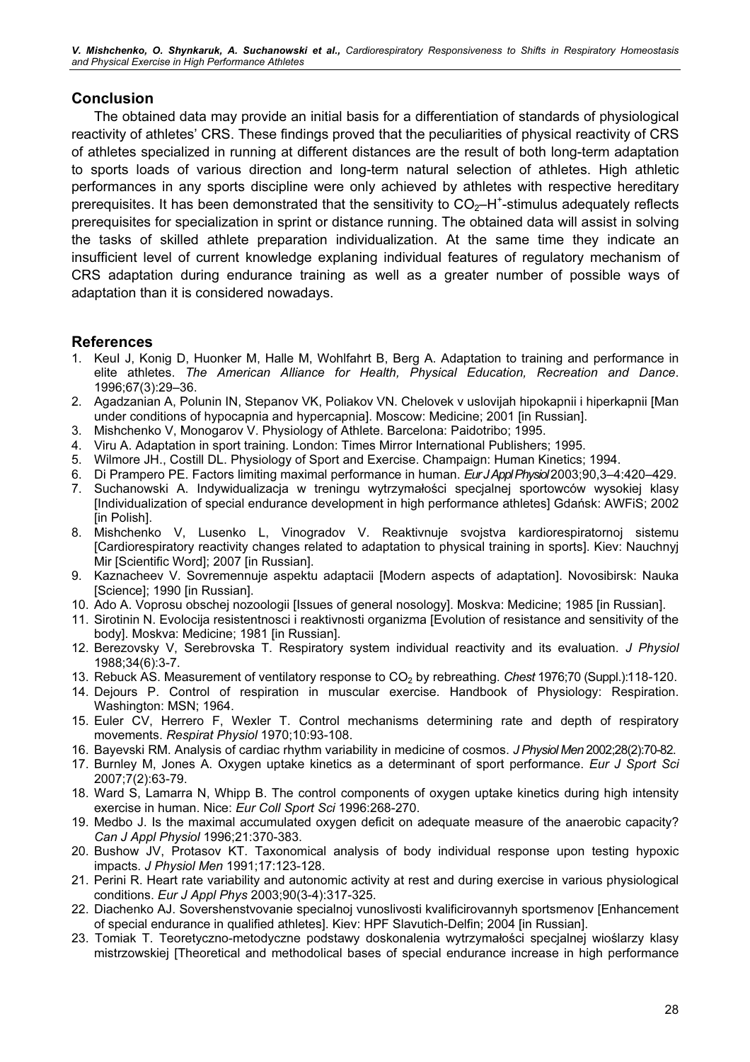## Conclusion

The obtained data may provide an initial basis for a differentiation of standards of physiological reactivity of athletes' CRS. These findings proved that the peculiarities of physical reactivity of CRS of athletes specialized in running at different distances are the result of both long-term adaptation to sports loads of various direction and long-term natural selection of athletes. High athletic performances in any sports discipline were only achieved by athletes with respective hereditary prerequisites. It has been demonstrated that the sensitivity to $CO_2$–$H^+$-stimulus adequately reflects prerequisites for specialization in sprint or distance running. The obtained data will assist in solving the tasks of skilled athlete preparation individualization. At the same time they indicate an insufficient level of current knowledge explaning individual features of regulatory mechanism of CRS adaptation during endurance training as well as a greater number of possible ways of adaptation than it is considered nowadays.

## References

1. Keul J, Konig D, Huonker M, Halle M, Wohlfahrt B, Berg A. Adaptation to training and performance in elite athletes. *The American Alliance for Health, Physical Education, Recreation and Dance*. 1996;67(3):29–36.
2. Agadzanian A, Polunin IN, Stepanov VK, Poliakov VN. Chelovek v uslovijah hipokapnii i hiperkapnii [Man under conditions of hypocapnia and hypercapnia]. Moscow: Medicine; 2001 [in Russian].
3. Mishchenko V, Monogarov V. Physiology of Athlete. Barcelona: Paidotribo; 1995.
4. Viru A. Adaptation in sport training. London: Times Mirror International Publishers; 1995.
5. Wilmore JH., Costill DL. Physiology of Sport and Exercise. Champaign: Human Kinetics; 1994.
6. Di Prampero PE. Factors limiting maximal performance in human. *Eur J Appl Physiol* 2003;90,3–4:420–429.
7. Suchanowski A. Indywidualizacja w treningu wytrzymałości specjalnej sportowców wysokiej klasy [Individualization of special endurance development in high performance athletes] Gdańsk: AWFiS; 2002 [in Polish].
8. Mishchenko V, Lusenko L, Vinogradov V. Reaktivnuje svojstva kardiorespiratornoj sistemu [Cardiorespiratory reactivity changes related to adaptation to physical training in sports]. Kiev: Nauchnyj Mir [Scientific Word]; 2007 [in Russian].
9. Kaznacheev V. Sovremennuje aspektu adaptacii [Modern aspects of adaptation]. Novosibirsk: Nauka [Science]; 1990 [in Russian].
10. Ado A. Voprosu obschej nozoologii [Issues of general nosology]. Moskva: Medicine; 1985 [in Russian].
11. Sirotinin N. Evolocija resistentnosci i reaktivnosti organizma [Evolution of resistance and sensitivity of the body]. Moskva: Medicine; 1981 [in Russian].
12. Berezovsky V, Serebrovska T. Respiratory system individual reactivity and its evaluation. *J Physiol* 1988;34(6):3-7.
13. Rebuck AS. Measurement of ventilatory response to $CO_2$ by rebreathing. *Chest* 1976;70 (Suppl.):118-120.
14. Dejours P. Control of respiration in muscular exercise. Handbook of Physiology: Respiration. Washington: MSN; 1964.
15. Euler CV, Herrero F, Wexler T. Control mechanisms determining rate and depth of respiratory movements. *Respirat Physiol* 1970;10:93-108.
16. Bayevski RM. Analysis of cardiac rhythm variability in medicine of cosmos. *J Physiol Men* 2002;28(2):70-82.
17. Burnley M, Jones A. Oxygen uptake kinetics as a determinant of sport performance. *Eur J Sport Sci* 2007;7(2):63-79.
18. Ward S, Lamarra N, Whipp B. The control components of oxygen uptake kinetics during high intensity exercise in human. Nice: *Eur Coll Sport Sci* 1996:268-270.
19. Medbo J. Is the maximal accumulated oxygen deficit on adequate measure of the anaerobic capacity? *Can J Appl Physiol* 1996;21:370-383.
20. Bushow JV, Protasov KT. Taxonomical analysis of body individual response upon testing hypoxic impacts. *J Physiol Men* 1991;17:123-128.
21. Perini R. Heart rate variability and autonomic activity at rest and during exercise in various physiological conditions. *Eur J Appl Phys* 2003;90(3-4):317-325.
22. Diachenko AJ. Sovershenstvovanie specialnoj vunoslivosti kvalificirovannyh sportsmenov [Enhancement of special endurance in qualified athletes]. Kiev: HPF Slavutich-Delfin; 2004 [in Russian].
23. Tomiak T. Teoretyczno-metodyczne podstawy doskonalenia wytrzymałości specjalnej wioślarzy klasy mistrzowskiej [Theoretical and methodolical bases of special endurance increase in high performance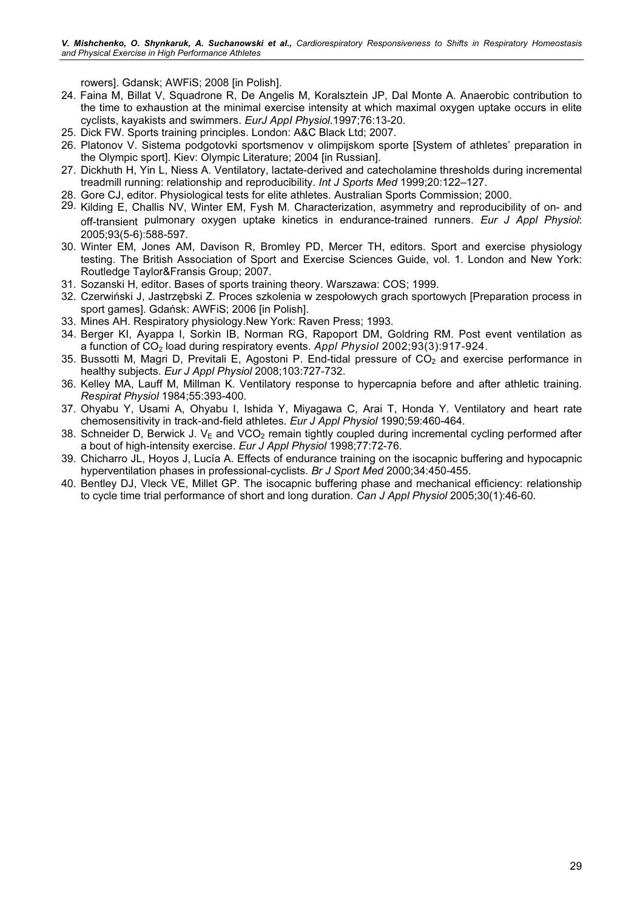rowers]. Gdansk; AWFiS; 2008 [in Polish].

24. Faina M, Billat V, Squadrone R, De Angelis M, Koralsztein JP, Dal Monte A. Anaerobic contribution to the time to exhaustion at the minimal exercise intensity at which maximal oxygen uptake occurs in elite cyclists, kayakists and swimmers. *EurJ Appl Physiol*.1997;76:13-20.
25. Dick FW. Sports training principles. London: A&C Black Ltd; 2007.
26. Platonov V. Sistema podgotovki sportsmenov v olimpijskom sporte [System of athletes' preparation in the Olympic sport]. Kiev: Olympic Literature; 2004 [in Russian].
27. Dickhuth H, Yin L, Niess A. Ventilatory, lactate-derived and catecholamine thresholds during incremental treadmill running: relationship and reproducibility. *Int J Sports Med* 1999;20:122–127.
28. Gore CJ, editor. Physiological tests for elite athletes. Australian Sports Commission; 2000.
29. Kilding E, Challis NV, Winter EM, Fysh M. Characterization, asymmetry and reproducibility of on- and off-transient pulmonary oxygen uptake kinetics in endurance-trained runners. *Eur J Appl Physiol*: 2005;93(5-6):588-597.
30. Winter EM, Jones AM, Davison R, Bromley PD, Mercer TH, editors. Sport and exercise physiology testing. The British Association of Sport and Exercise Sciences Guide, vol. 1. London and New York: Routledge Taylor&Fransis Group; 2007.
31. Sozanski H, editor. Bases of sports training theory. Warszawa: COS; 1999.
32. Czerwiński J, Jastrzębski Z. Proces szkolenia w zespołowych grach sportowych [Preparation process in sport games]. Gdańsk: AWFiS; 2006 [in Polish].
33. Mines AH. Respiratory physiology.New York: Raven Press; 1993.
34. Berger KI, Ayappa I, Sorkin IB, Norman RG, Rapoport DM, Goldring RM. Post event ventilation as a function of $CO_2$ load during respiratory events. *Appl Physiol* 2002;93(3):917-924.
35. Bussotti M, Magri D, Previtali E, Agostoni P. End-tidal pressure of $CO_2$ and exercise performance in healthy subjects. *Eur J Appl Physiol* 2008;103:727-732.
36. Kelley MA, Lauff M, Millman K. Ventilatory response to hypercapnia before and after athletic training. *Respirat Physiol* 1984;55:393-400.
37. Ohyabu Y, Usami A, Ohyabu I, Ishida Y, Miyagawa C, Arai T, Honda Y. Ventilatory and heart rate chemosensitivity in track-and-field athletes. *Eur J Appl Physiol* 1990;59:460-464.
38. Schneider D, Berwick J. $V_E$ and $VCO_2$ remain tightly coupled during incremental cycling performed after a bout of high-intensity exercise. *Eur J Appl Physiol* 1998;77:72-76.
39. Chicharro JL, Hoyos J, Lucía A. Effects of endurance training on the isocapnic buffering and hypocapnic hyperventilation phases in professional-cyclists. *Br J Sport Med* 2000;34:450-455.
40. Bentley DJ, Vleck VE, Millet GP. The isocapnic buffering phase and mechanical efficiency: relationship to cycle time trial performance of short and long duration. *Can J Appl Physiol* 2005;30(1):46-60.